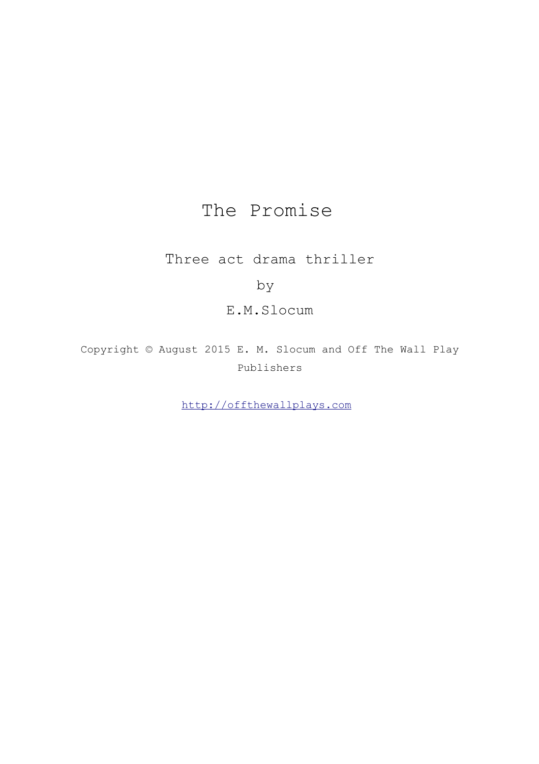# The Promise

Three act drama thriller

by

E.M.Slocum

Copyright © August 2015 E. M. Slocum and Off The Wall Play Publishers

http://offthewallplays.com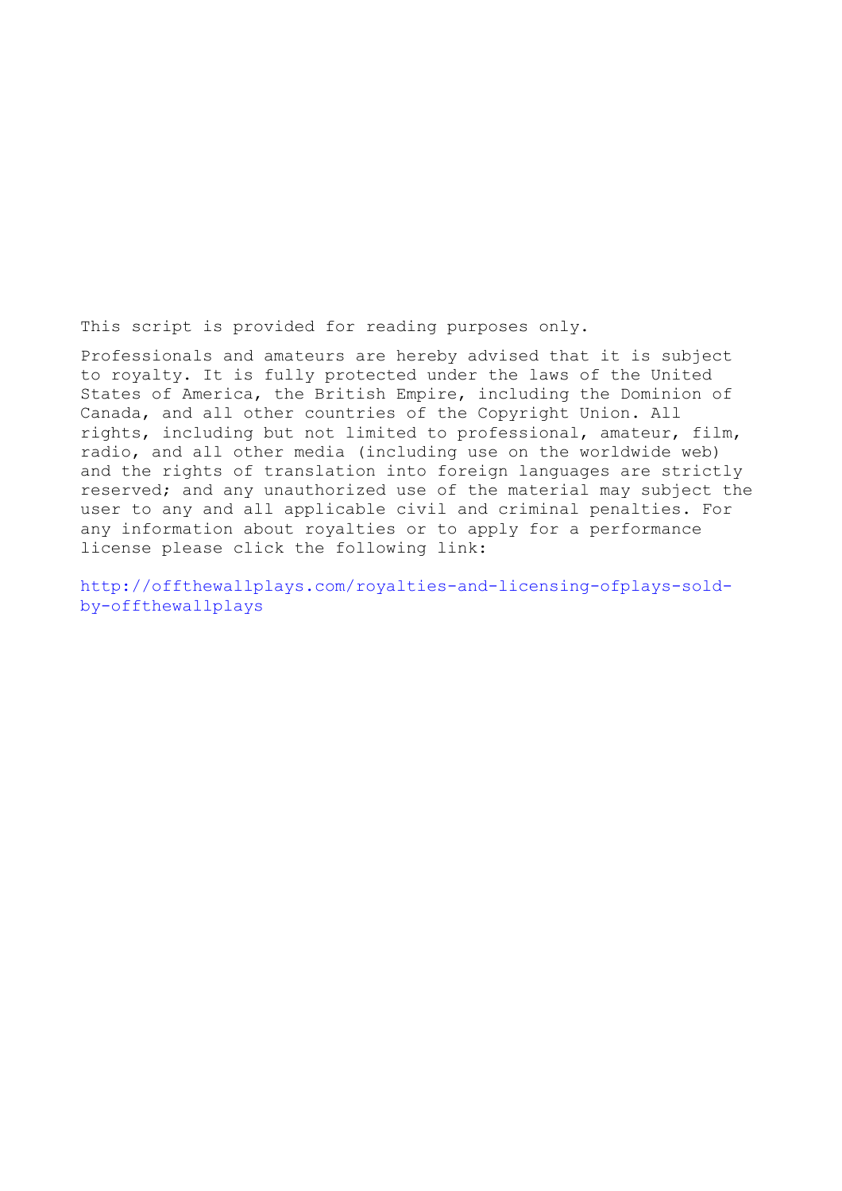This script is provided for reading purposes only.

Professionals and amateurs are hereby advised that it is subject to royalty. It is fully protected under the laws of the United States of America, the British Empire, including the Dominion of Canada, and all other countries of the Copyright Union. All rights, including but not limited to professional, amateur, film, radio, and all other media (including use on the worldwide web) and the rights of translation into foreign languages are strictly reserved; and any unauthorized use of the material may subject the user to any and all applicable civil and criminal penalties. For any information about royalties or to apply for a performance license please click the following link:

http://offthewallplays.com/royalties-and-licensing-ofplays-sold-by-offthewallplays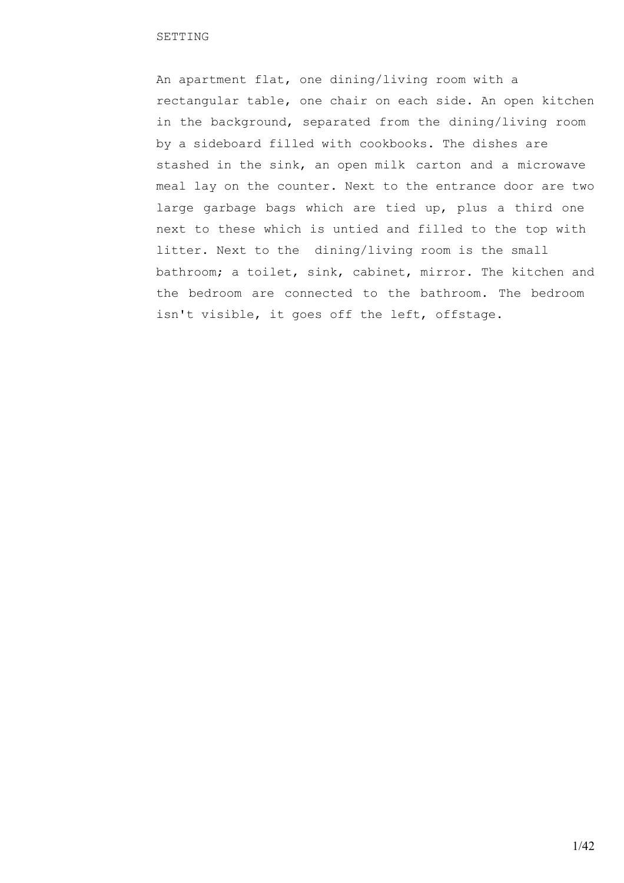SETTING

An apartment flat, one dining/living room with a rectangular table, one chair on each side. An open kitchen in the background, separated from the dining/living room by a sideboard filled with cookbooks. The dishes are stashed in the sink, an open milk carton and a microwave meal lay on the counter. Next to the entrance door are two large garbage bags which are tied up, plus a third one next to these which is untied and filled to the top with litter. Next to the dining/living room is the small bathroom; a toilet, sink, cabinet, mirror. The kitchen and the bedroom are connected to the bathroom. The bedroom isn't visible, it goes off the left, offstage.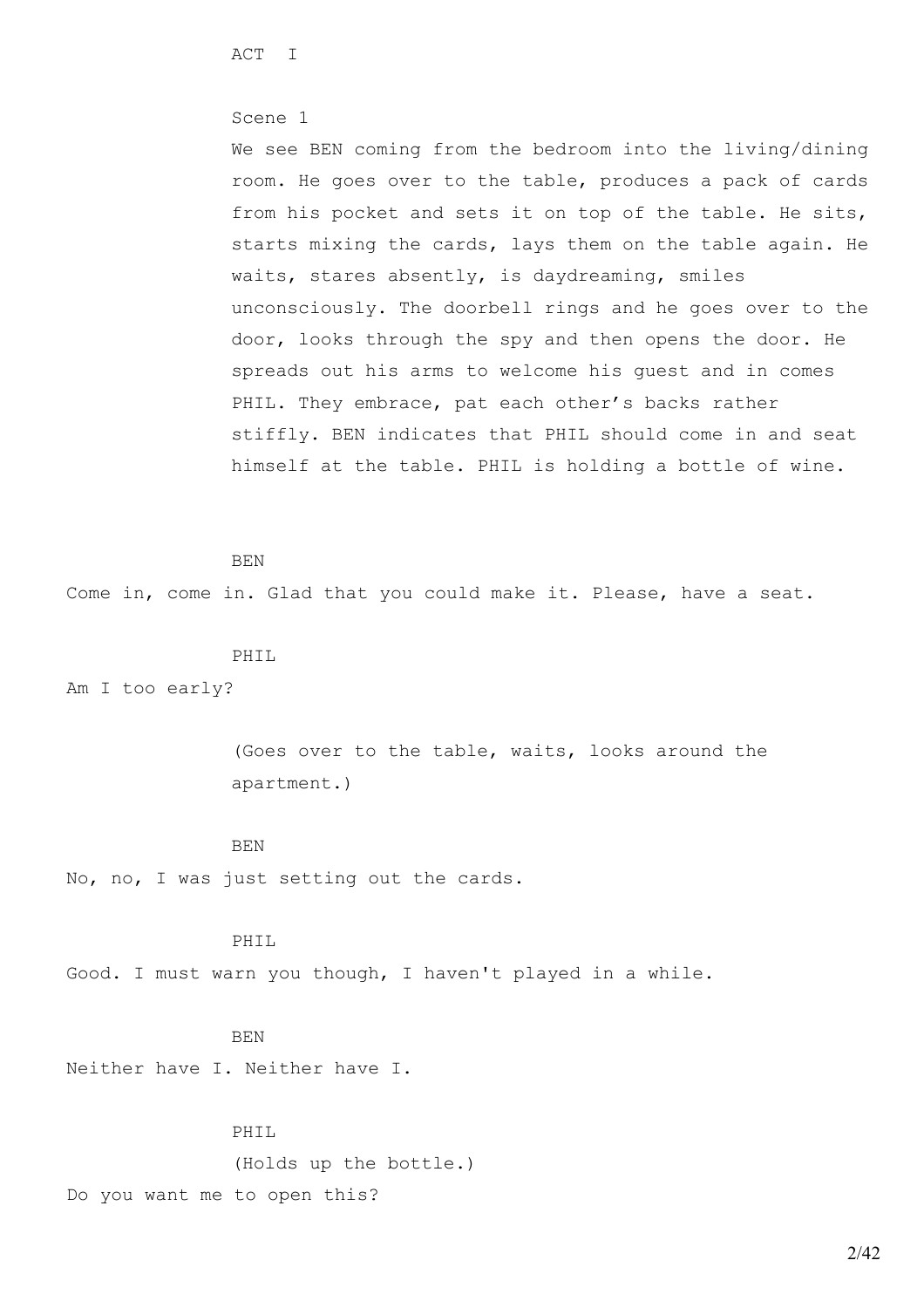ACT I

Scene 1

We see BEN coming from the bedroom into the living/dining room. He goes over to the table, produces a pack of cards from his pocket and sets it on top of the table. He sits, starts mixing the cards, lays them on the table again. He waits, stares absently, is daydreaming, smiles unconsciously. The doorbell rings and he goes over to the door, looks through the spy and then opens the door. He spreads out his arms to welcome his guest and in comes PHIL. They embrace, pat each other's backs rather stiffly. BEN indicates that PHIL should come in and seat himself at the table. PHIL is holding a bottle of wine.

BEN

Come in, come in. Glad that you could make it. Please, have a seat.

PHIL

Am I too early?

(Goes over to the table, waits, looks around the apartment.)

BEN

No, no, I was just setting out the cards.

PHIL

Good. I must warn you though, I haven't played in a while.

BEN

Neither have I. Neither have I.

PHIL

(Holds up the bottle.)

Do you want me to open this?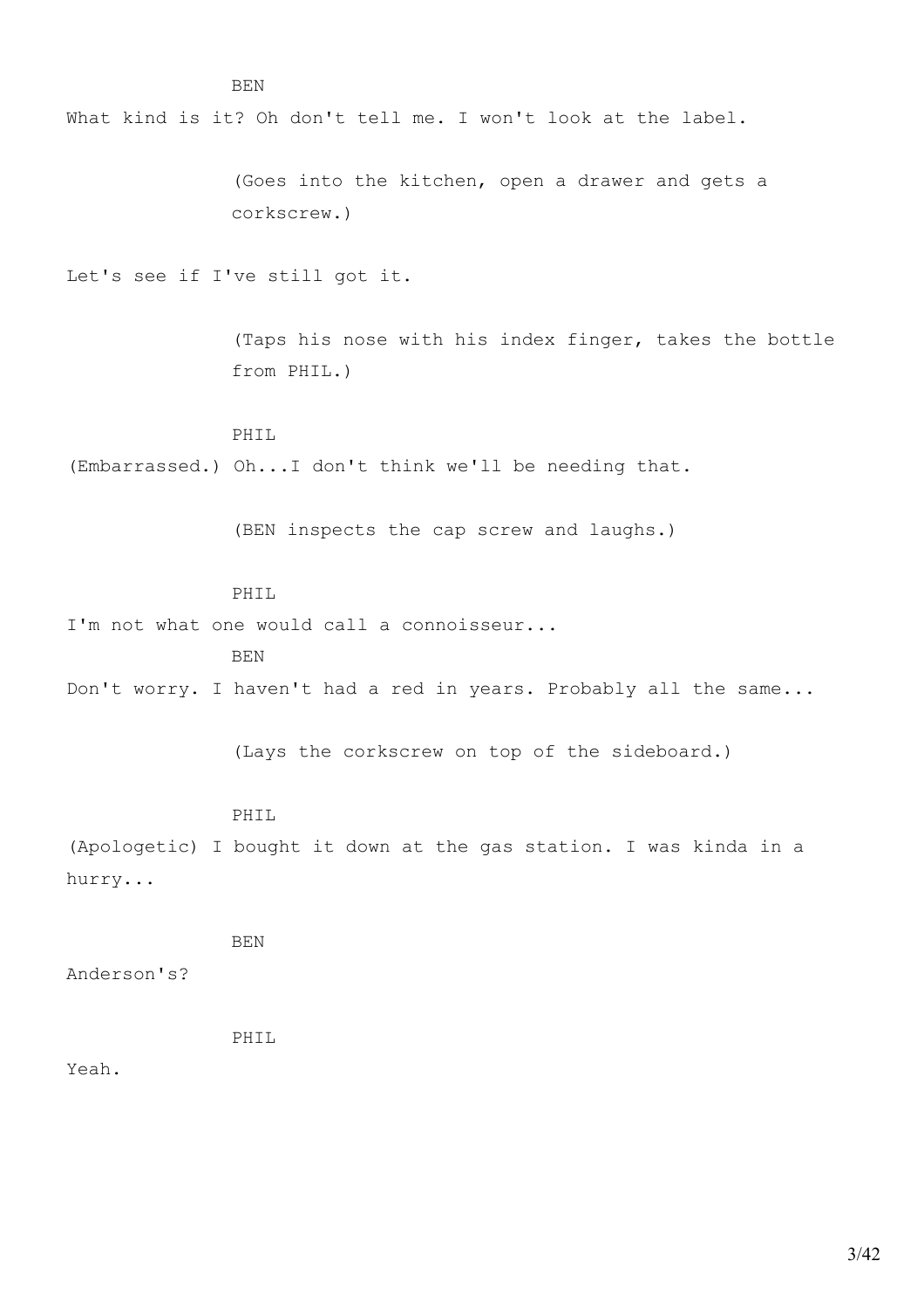BEN

What kind is it? Oh don't tell me. I won't look at the label.

(Goes into the kitchen, open a drawer and gets a corkscrew.)

Let's see if I've still got it.

(Taps his nose with his index finger, takes the bottle from PHIL.)

PHIL

(Embarrassed.) Oh...I don't think we'll be needing that.

(BEN inspects the cap screw and laughs.)

PHIL

I'm not what one would call a connoisseur...

BEN

Don't worry. I haven't had a red in years. Probably all the same...

(Lays the corkscrew on top of the sideboard.)

PHIL

(Apologetic) I bought it down at the gas station. I was kinda in a hurry...

BEN

Anderson's?

PHIL

Yeah.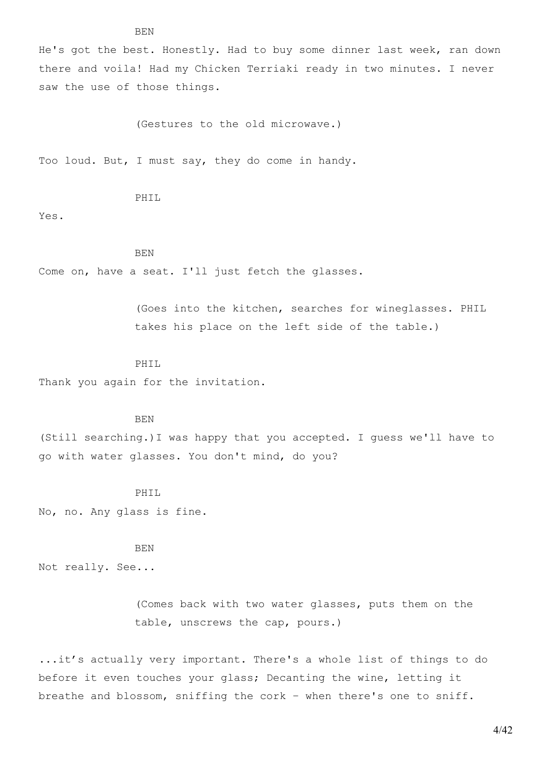BEN

He's got the best. Honestly. Had to buy some dinner last week, ran down there and voila! Had my Chicken Terriaki ready in two minutes. I never saw the use of those things.

(Gestures to the old microwave.)

Too loud. But, I must say, they do come in handy.

PHIL

Yes.

BEN

Come on, have a seat. I'll just fetch the glasses.

(Goes into the kitchen, searches for wineglasses. PHIL takes his place on the left side of the table.)

PHIL

Thank you again for the invitation.

BEN

(Still searching.)I was happy that you accepted. I guess we'll have to go with water glasses. You don't mind, do you?

PHIL

No, no. Any glass is fine.

BEN

Not really. See...

(Comes back with two water glasses, puts them on the table, unscrews the cap, pours.)

...it’s actually very important. There's a whole list of things to do before it even touches your glass; Decanting the wine, letting it breathe and blossom, sniffing the cork - when there's one to sniff.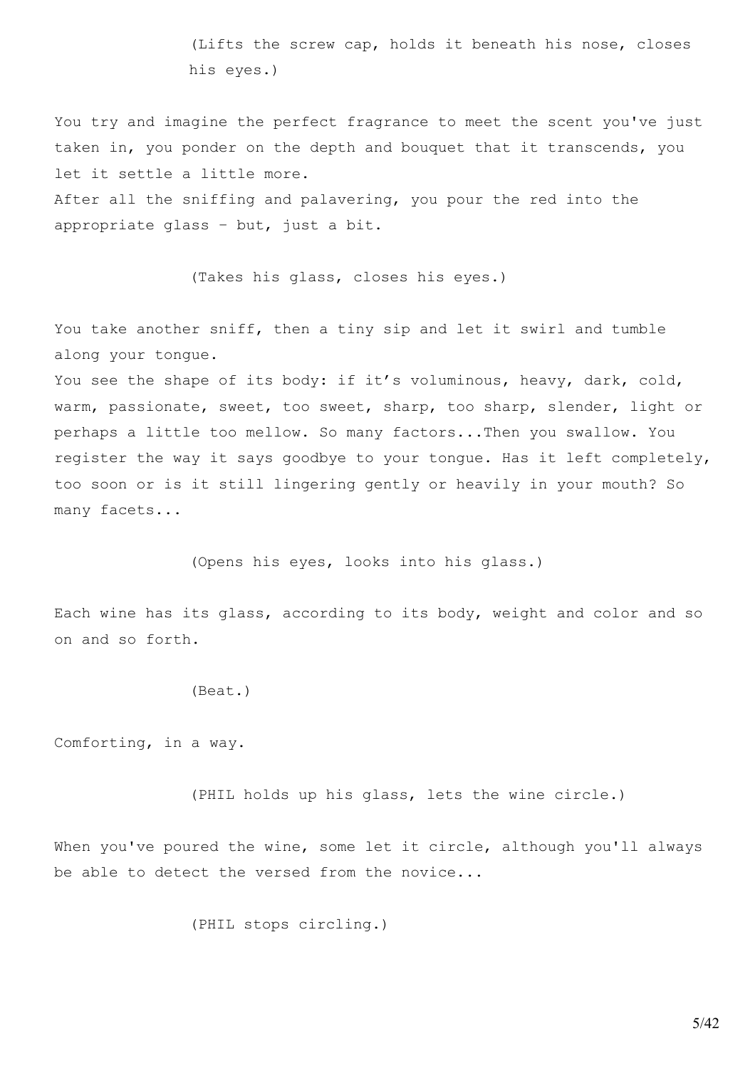(Lifts the screw cap, holds it beneath his nose, closes his eyes.)

You try and imagine the perfect fragrance to meet the scent you've just taken in, you ponder on the depth and bouquet that it transcends, you let it settle a little more.
After all the sniffing and palavering, you pour the red into the appropriate glass – but, just a bit.

(Takes his glass, closes his eyes.)

You take another sniff, then a tiny sip and let it swirl and tumble along your tongue.
You see the shape of its body: if it's voluminous, heavy, dark, cold, warm, passionate, sweet, too sweet, sharp, too sharp, slender, light or perhaps a little too mellow. So many factors...Then you swallow. You register the way it says goodbye to your tongue. Has it left completely, too soon or is it still lingering gently or heavily in your mouth? So many facets...

(Opens his eyes, looks into his glass.)

Each wine has its glass, according to its body, weight and color and so on and so forth.

(Beat.)

Comforting, in a way.

(PHIL holds up his glass, lets the wine circle.)

When you've poured the wine, some let it circle, although you'll always be able to detect the versed from the novice...

(PHIL stops circling.)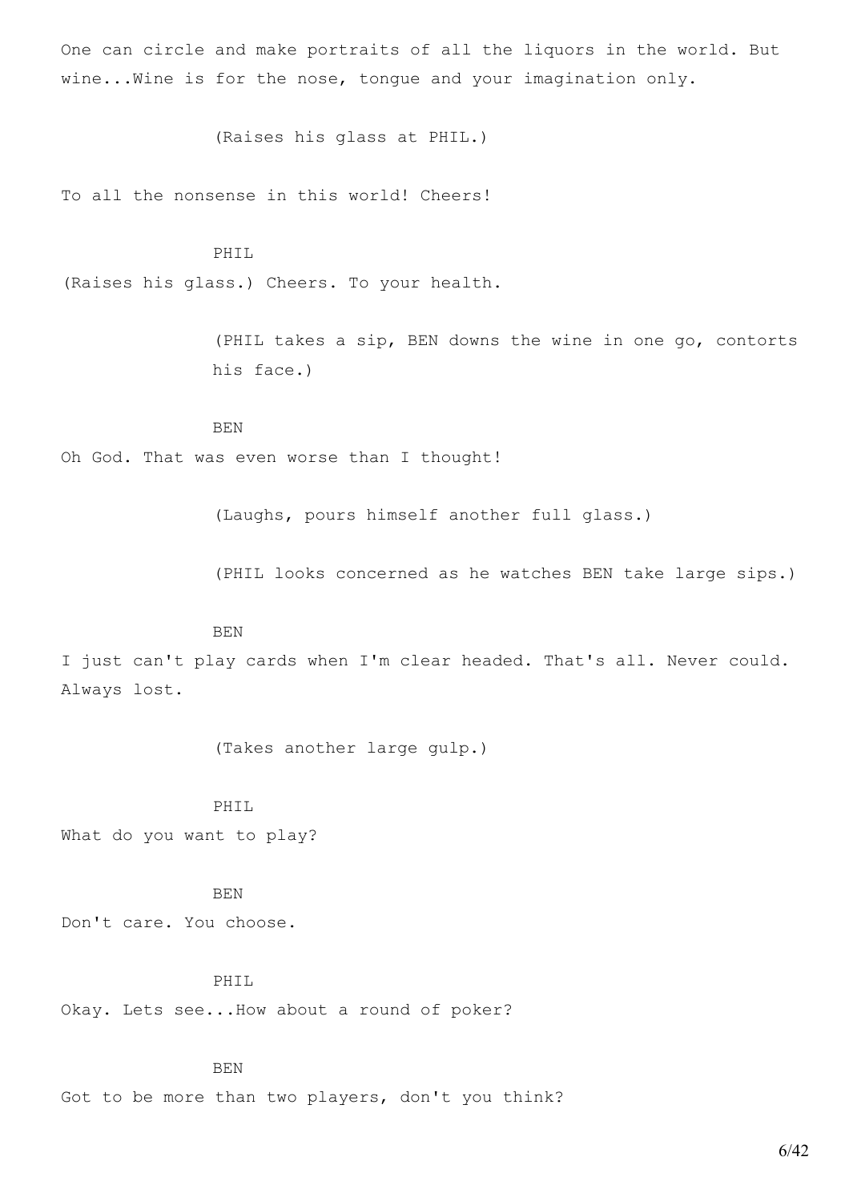One can circle and make portraits of all the liquors in the world. But wine...Wine is for the nose, tongue and your imagination only.

(Raises his glass at PHIL.)

To all the nonsense in this world! Cheers!

PHIL

(Raises his glass.) Cheers. To your health.

(PHIL takes a sip, BEN downs the wine in one go, contorts his face.)

BEN

Oh God. That was even worse than I thought!

(Laughs, pours himself another full glass.)

(PHIL looks concerned as he watches BEN take large sips.)

BEN

I just can't play cards when I'm clear headed. That's all. Never could. Always lost.

(Takes another large gulp.)

PHIL

What do you want to play?

BEN

Don't care. You choose.

PHIL

Okay. Lets see...How about a round of poker?

BEN

Got to be more than two players, don't you think?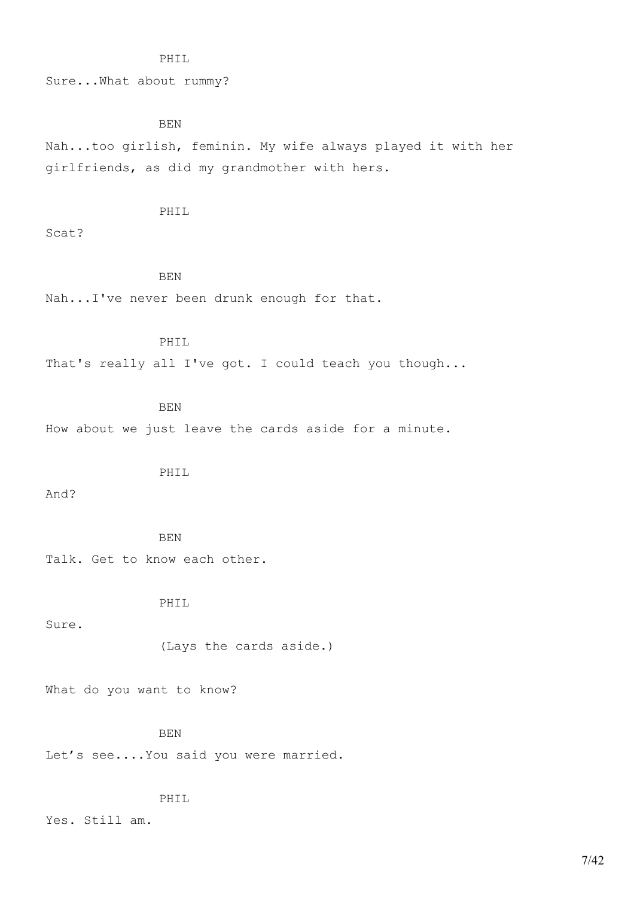PHIL

Sure...What about rummy?

BEN

Nah...too girlish, feminin. My wife always played it with her girlfriends, as did my grandmother with hers.

PHIL

Scat?

BEN

Nah...I've never been drunk enough for that.

PHIL

That's really all I've got. I could teach you though...

BEN

How about we just leave the cards aside for a minute.

PHIL

And?

BEN

Talk. Get to know each other.

PHIL

Sure.

(Lays the cards aside.)

What do you want to know?

BEN

Let's see....You said you were married.

PHIL

Yes. Still am.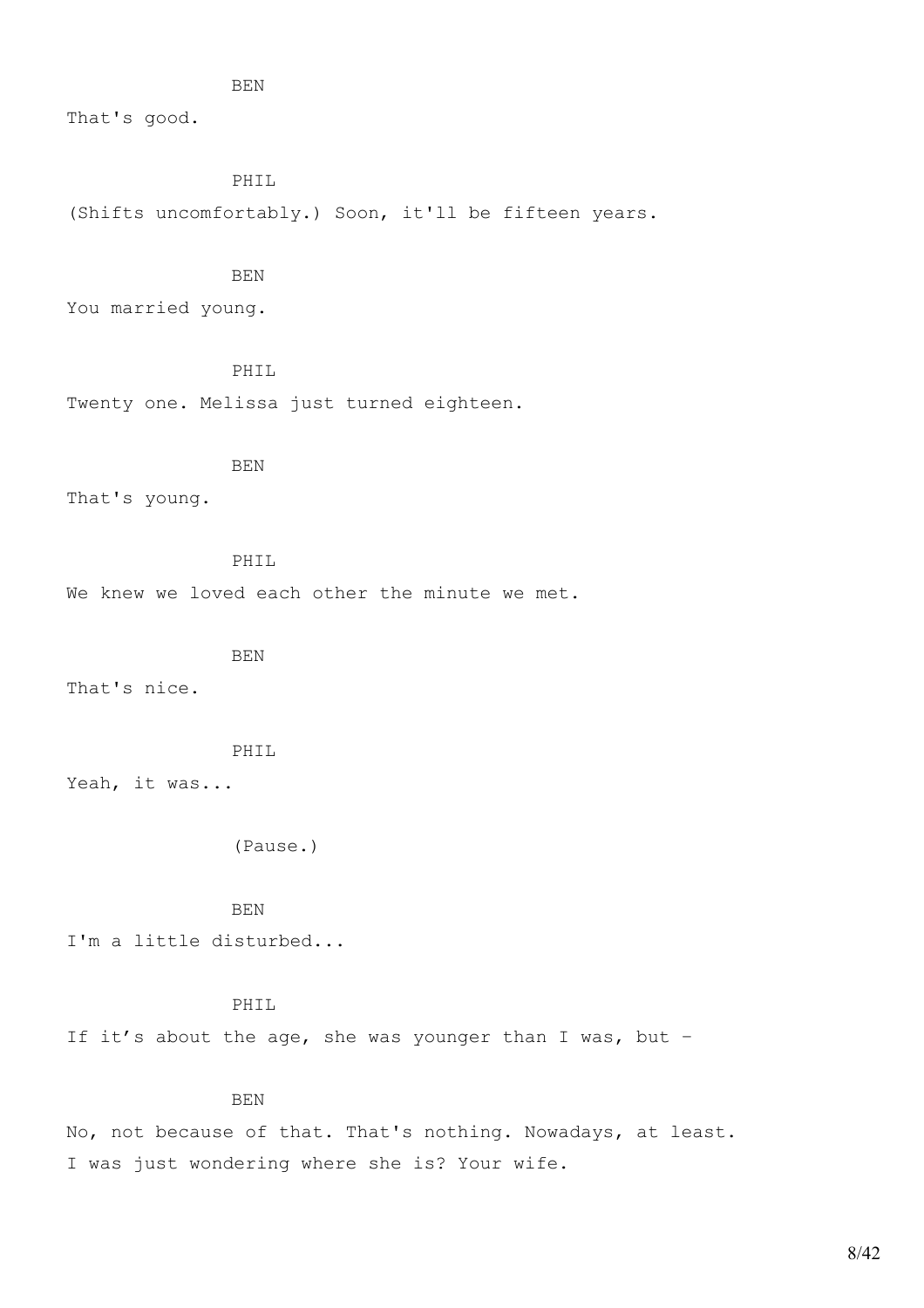BEN

That's good.

PHIL

(Shifts uncomfortably.) Soon, it'll be fifteen years.

BEN

You married young.

PHIL

Twenty one. Melissa just turned eighteen.

BEN

That's young.

PHIL

We knew we loved each other the minute we met.

BEN

That's nice.

PHIL

Yeah, it was...

(Pause.)

BEN

I'm a little disturbed...

PHIL

If it's about the age, she was younger than I was, but -

BEN

No, not because of that. That's nothing. Nowadays, at least.
I was just wondering where she is? Your wife.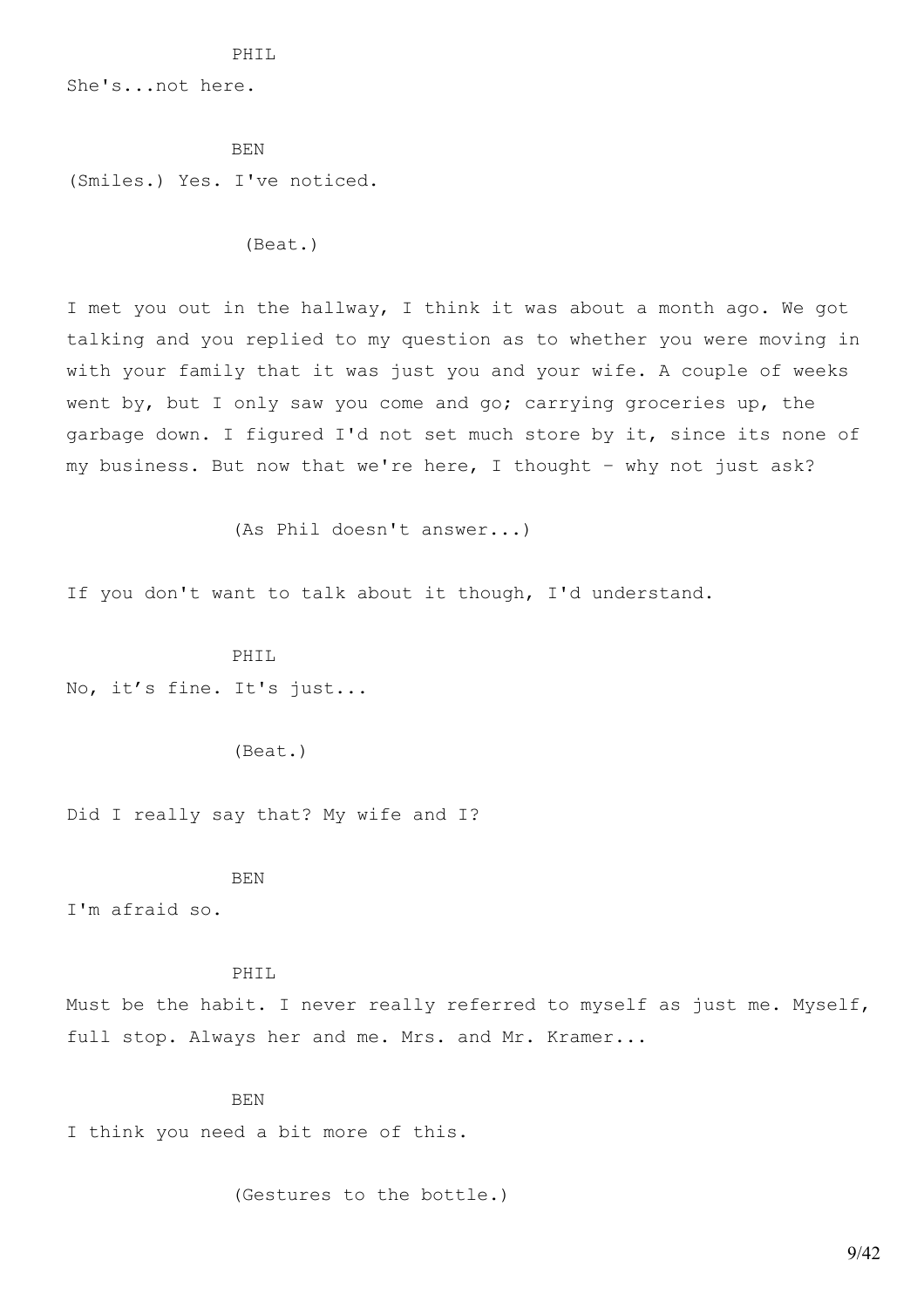PHIL

She's...not here.

BEN

(Smiles.) Yes. I've noticed.

(Beat.)

I met you out in the hallway, I think it was about a month ago. We got talking and you replied to my question as to whether you were moving in with your family that it was just you and your wife. A couple of weeks went by, but I only saw you come and go; carrying groceries up, the garbage down. I figured I'd not set much store by it, since its none of my business. But now that we're here, I thought - why not just ask?

(As Phil doesn't answer...)

If you don't want to talk about it though, I'd understand.

PHIL

No, it’s fine. It's just...

(Beat.)

Did I really say that? My wife and I?

BEN

I'm afraid so.

PHIL

Must be the habit. I never really referred to myself as just me. Myself, full stop. Always her and me. Mrs. and Mr. Kramer...

BEN

I think you need a bit more of this.

(Gestures to the bottle.)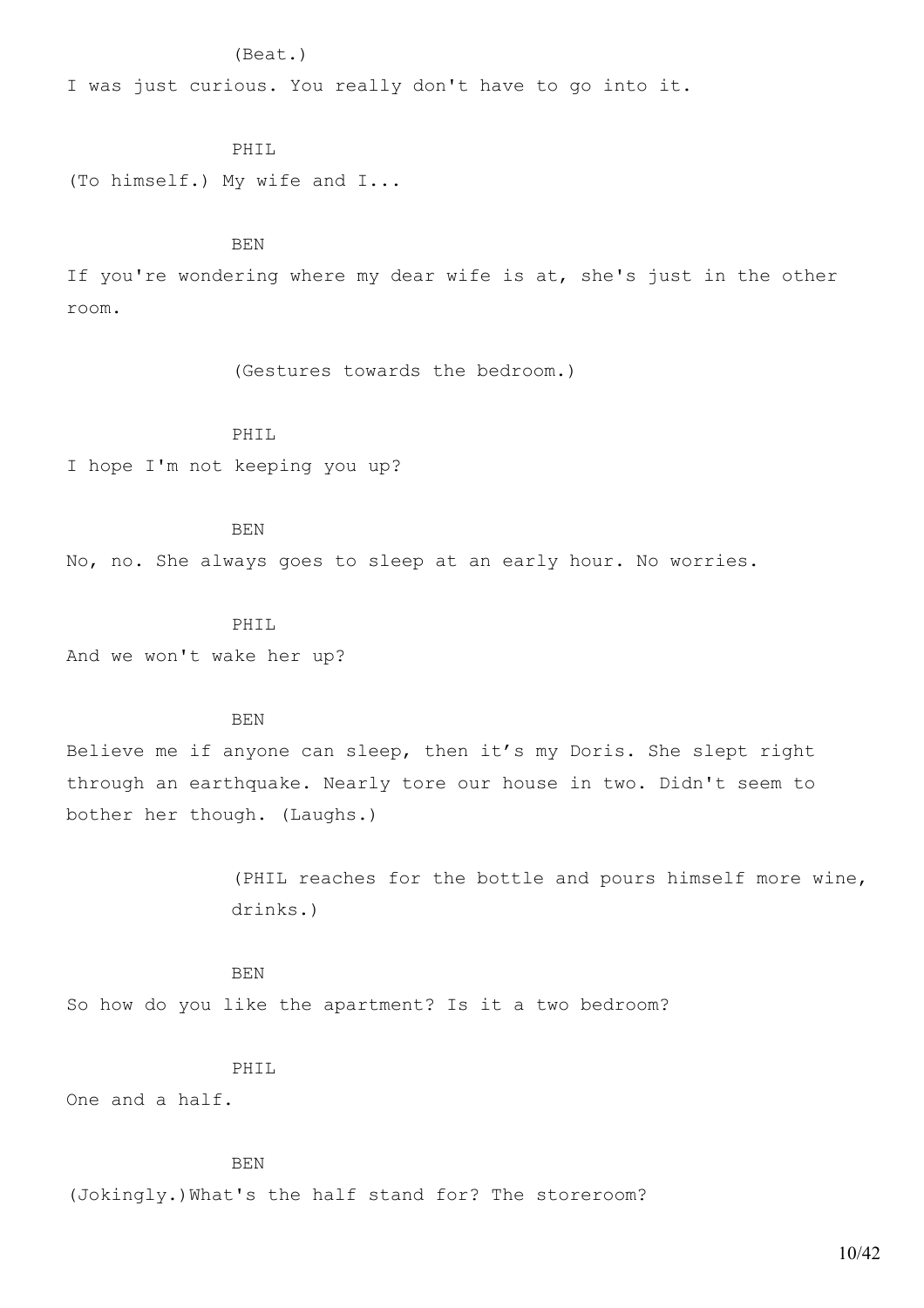(Beat.)

I was just curious. You really don't have to go into it.

PHIL

(To himself.) My wife and I...

BEN

If you're wondering where my dear wife is at, she's just in the other room.

(Gestures towards the bedroom.)

PHIL

I hope I'm not keeping you up?

BEN

No, no. She always goes to sleep at an early hour. No worries.

PHIL

And we won't wake her up?

BEN

Believe me if anyone can sleep, then it's my Doris. She slept right through an earthquake. Nearly tore our house in two. Didn't seem to bother her though. (Laughs.)

(PHIL reaches for the bottle and pours himself more wine, drinks.)

BEN

So how do you like the apartment? Is it a two bedroom?

PHIL

One and a half.

BEN

(Jokingly.)What's the half stand for? The storeroom?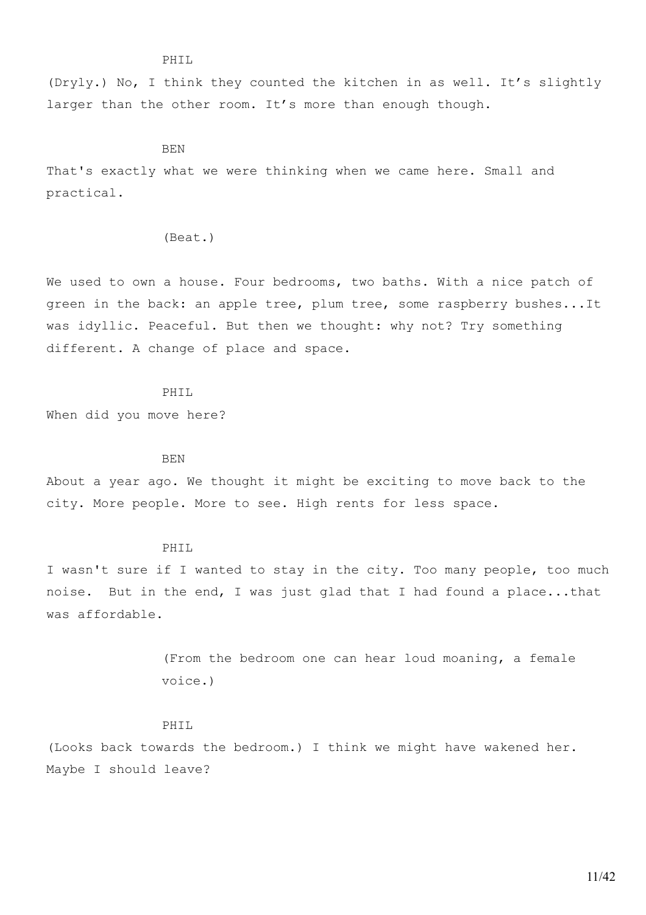PHIL

(Dryly.) No, I think they counted the kitchen in as well. It's slightly larger than the other room. It's more than enough though.

BEN

That's exactly what we were thinking when we came here. Small and practical.

(Beat.)

We used to own a house. Four bedrooms, two baths. With a nice patch of green in the back: an apple tree, plum tree, some raspberry bushes...It was idyllic. Peaceful. But then we thought: why not? Try something different. A change of place and space.

PHIL

When did you move here?

BEN

About a year ago. We thought it might be exciting to move back to the city. More people. More to see. High rents for less space.

PHIL

I wasn't sure if I wanted to stay in the city. Too many people, too much noise. But in the end, I was just glad that I had found a place...that was affordable.

(From the bedroom one can hear loud moaning, a female voice.)

PHIL

(Looks back towards the bedroom.) I think we might have wakened her. Maybe I should leave?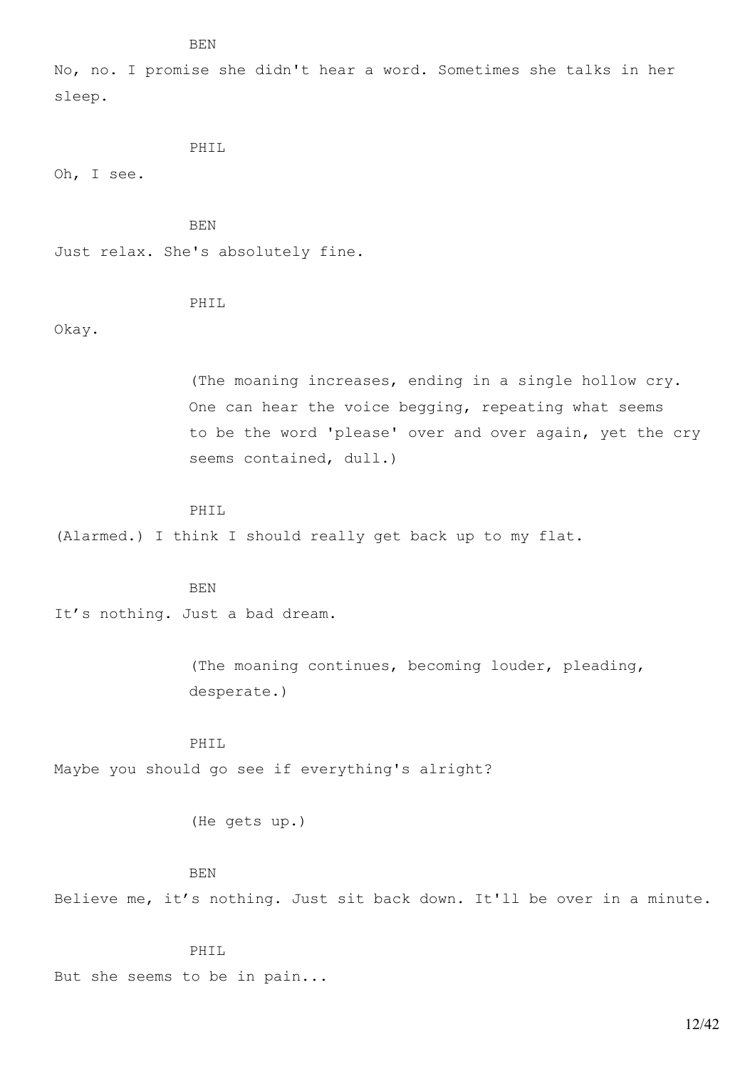BEN

No, no. I promise she didn't hear a word. Sometimes she talks in her sleep.

PHIL

Oh, I see.

BEN

Just relax. She's absolutely fine.

PHIL

Okay.

(The moaning increases, ending in a single hollow cry. One can hear the voice begging, repeating what seems to be the word 'please' over and over again, yet the cry seems contained, dull.)

PHIL

(Alarmed.) I think I should really get back up to my flat.

BEN

It's nothing. Just a bad dream.

(The moaning continues, becoming louder, pleading, desperate.)

PHIL

Maybe you should go see if everything's alright?

(He gets up.)

BEN

Believe me, it's nothing. Just sit back down. It'll be over in a minute.

PHIL

But she seems to be in pain...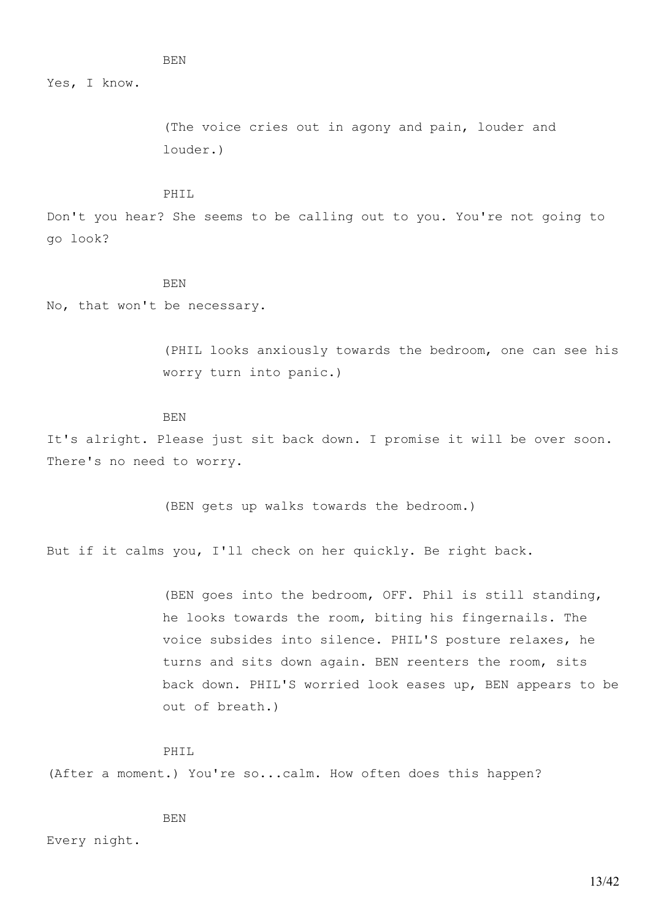BEN

Yes, I know.

(The voice cries out in agony and pain, louder and louder.)

PHIL

Don't you hear? She seems to be calling out to you. You're not going to go look?

BEN

No, that won't be necessary.

(PHIL looks anxiously towards the bedroom, one can see his worry turn into panic.)

BEN

It's alright. Please just sit back down. I promise it will be over soon. There's no need to worry.

(BEN gets up walks towards the bedroom.)

But if it calms you, I'll check on her quickly. Be right back.

(BEN goes into the bedroom, OFF. Phil is still standing, he looks towards the room, biting his fingernails. The voice subsides into silence. PHIL'S posture relaxes, he turns and sits down again. BEN reenters the room, sits back down. PHIL'S worried look eases up, BEN appears to be out of breath.)

PHIL

(After a moment.) You're so...calm. How often does this happen?

BEN

Every night.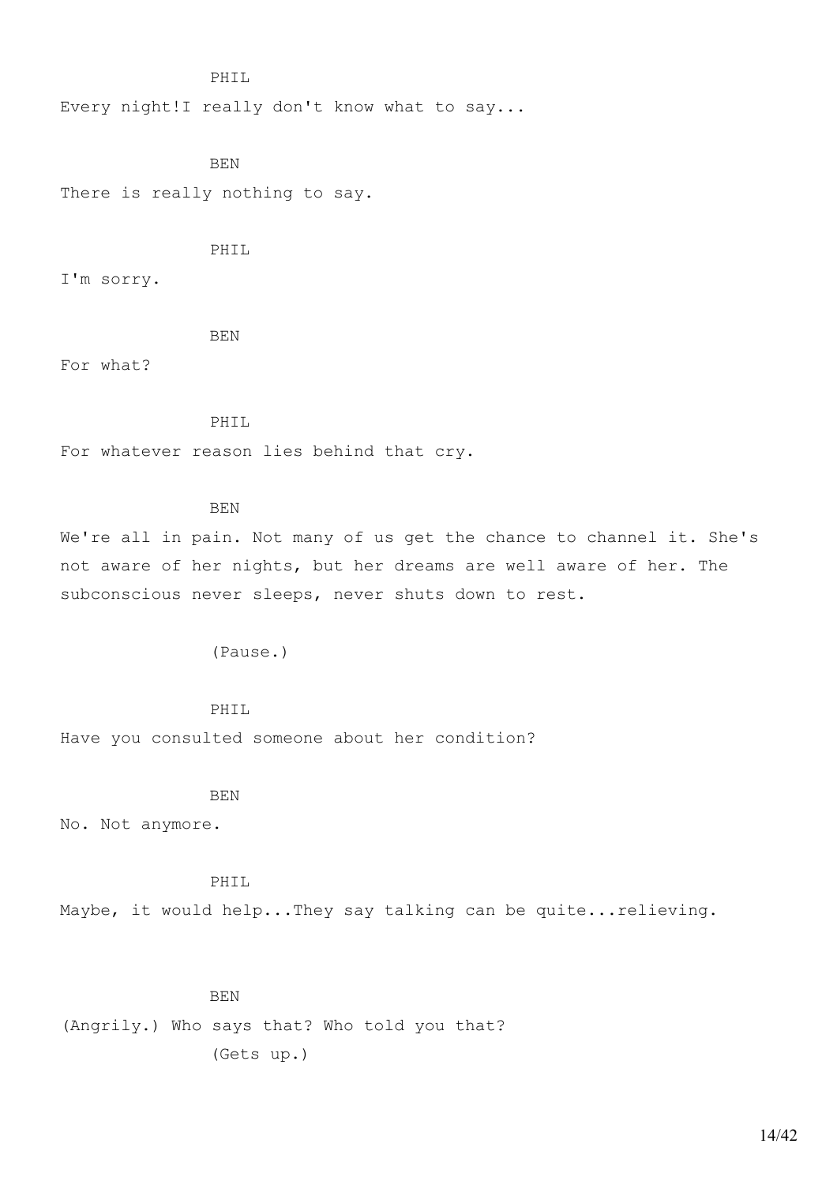PHIL

Every night!I really don't know what to say...

BEN

There is really nothing to say.

PHIL

I'm sorry.

BEN

For what?

PHIL

For whatever reason lies behind that cry.

BEN

We're all in pain. Not many of us get the chance to channel it. She's not aware of her nights, but her dreams are well aware of her. The subconscious never sleeps, never shuts down to rest.

(Pause.)

PHIL

Have you consulted someone about her condition?

BEN

No. Not anymore.

PHIL

Maybe, it would help...They say talking can be quite...relieving.

BEN

(Angrily.) Who says that? Who told you that?

(Gets up.)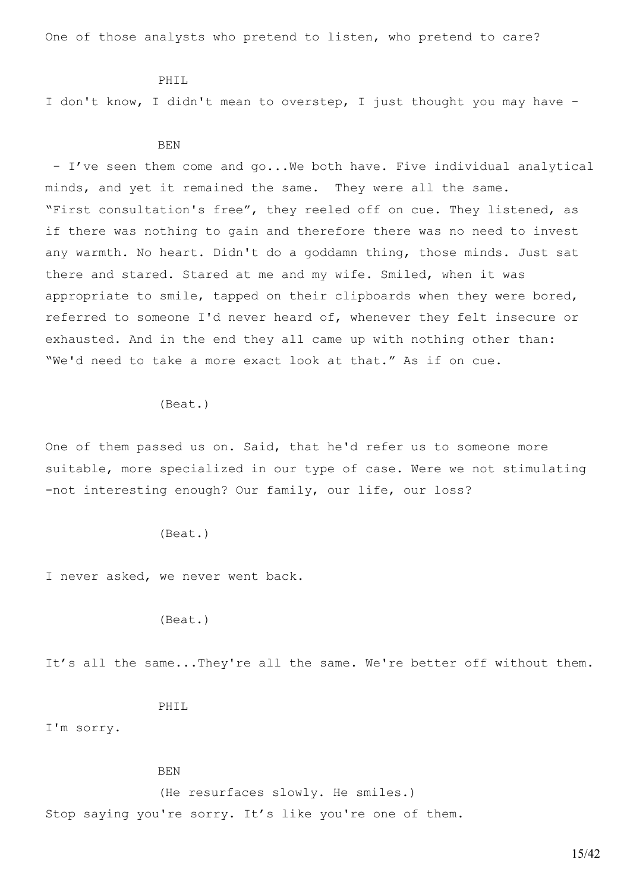One of those analysts who pretend to listen, who pretend to care?

PHIL

I don't know, I didn't mean to overstep, I just thought you may have -

BEN

- I've seen them come and go...We both have. Five individual analytical minds, and yet it remained the same. They were all the same. "First consultation's free", they reeled off on cue. They listened, as if there was nothing to gain and therefore there was no need to invest any warmth. No heart. Didn't do a goddamn thing, those minds. Just sat there and stared. Stared at me and my wife. Smiled, when it was appropriate to smile, tapped on their clipboards when they were bored, referred to someone I'd never heard of, whenever they felt insecure or exhausted. And in the end they all came up with nothing other than: "We'd need to take a more exact look at that." As if on cue.

(Beat.)

One of them passed us on. Said, that he'd refer us to someone more suitable, more specialized in our type of case. Were we not stimulating -not interesting enough? Our family, our life, our loss?

(Beat.)

I never asked, we never went back.

(Beat.)

It's all the same...They're all the same. We're better off without them.

PHIL

I'm sorry.

BEN

(He resurfaces slowly. He smiles.)

Stop saying you're sorry. It's like you're one of them.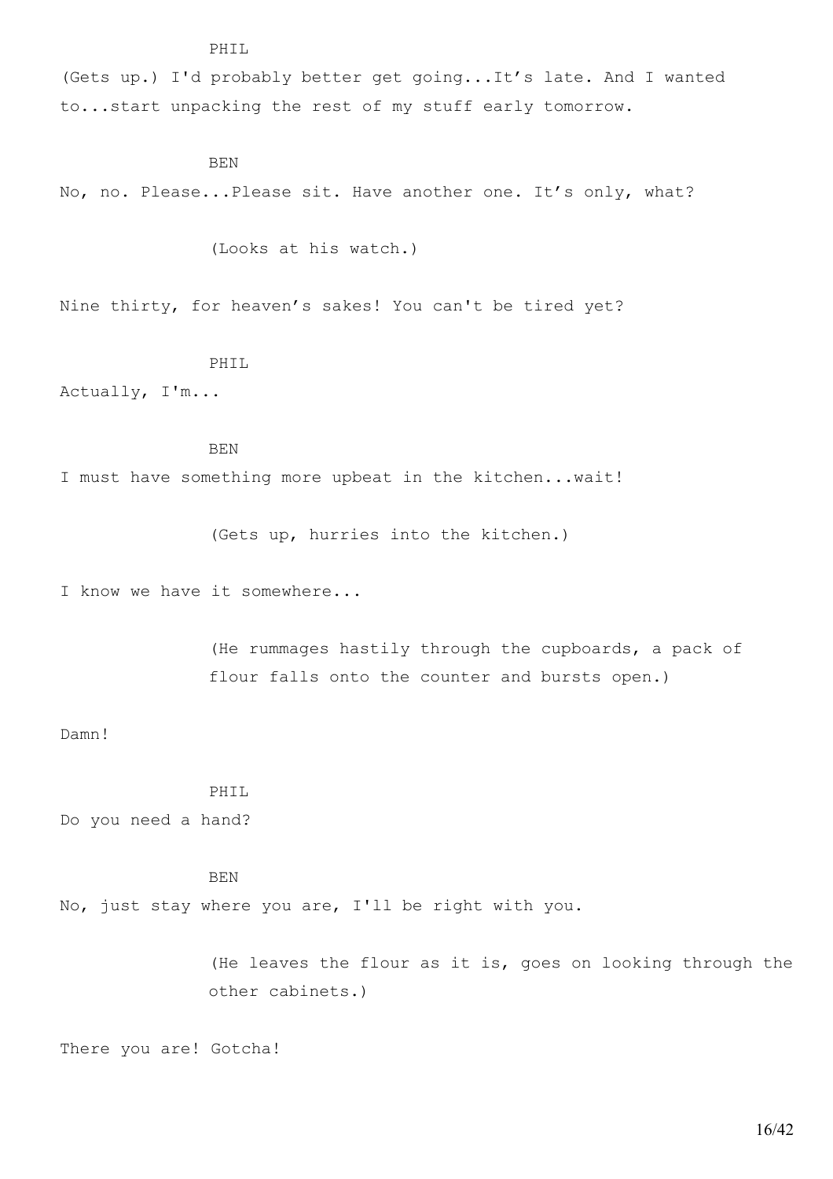PHIL

(Gets up.) I'd probably better get going...It's late. And I wanted to...start unpacking the rest of my stuff early tomorrow.

BEN

No, no. Please...Please sit. Have another one. It's only, what?

(Looks at his watch.)

Nine thirty, for heaven's sakes! You can't be tired yet?

PHIL

Actually, I'm...

BEN

I must have something more upbeat in the kitchen...wait!

(Gets up, hurries into the kitchen.)

I know we have it somewhere...

(He rummages hastily through the cupboards, a pack of flour falls onto the counter and bursts open.)

Damn!

PHIL

Do you need a hand?

BEN

No, just stay where you are, I'll be right with you.

(He leaves the flour as it is, goes on looking through the other cabinets.)

There you are! Gotcha!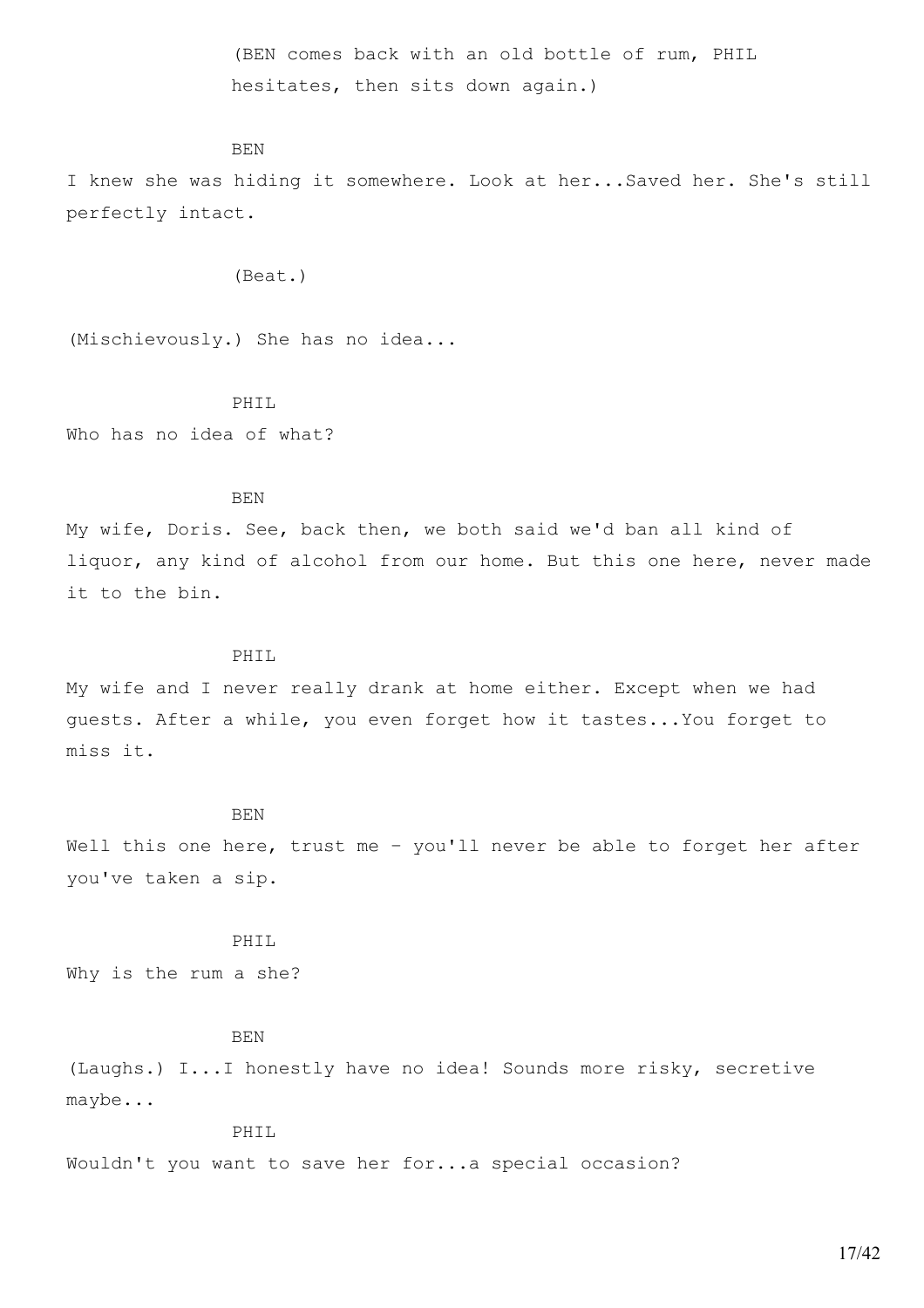(BEN comes back with an old bottle of rum, PHIL hesitates, then sits down again.)

BEN

I knew she was hiding it somewhere. Look at her...Saved her. She's still perfectly intact.

(Beat.)

(Mischievously.) She has no idea...

PHIL

Who has no idea of what?

BEN

My wife, Doris. See, back then, we both said we'd ban all kind of liquor, any kind of alcohol from our home. But this one here, never made it to the bin.

PHIL

My wife and I never really drank at home either. Except when we had guests. After a while, you even forget how it tastes...You forget to miss it.

BEN

Well this one here, trust me - you'll never be able to forget her after you've taken a sip.

PHIL

Why is the rum a she?

BEN

(Laughs.) I...I honestly have no idea! Sounds more risky, secretive maybe...

PHIL

Wouldn't you want to save her for...a special occasion?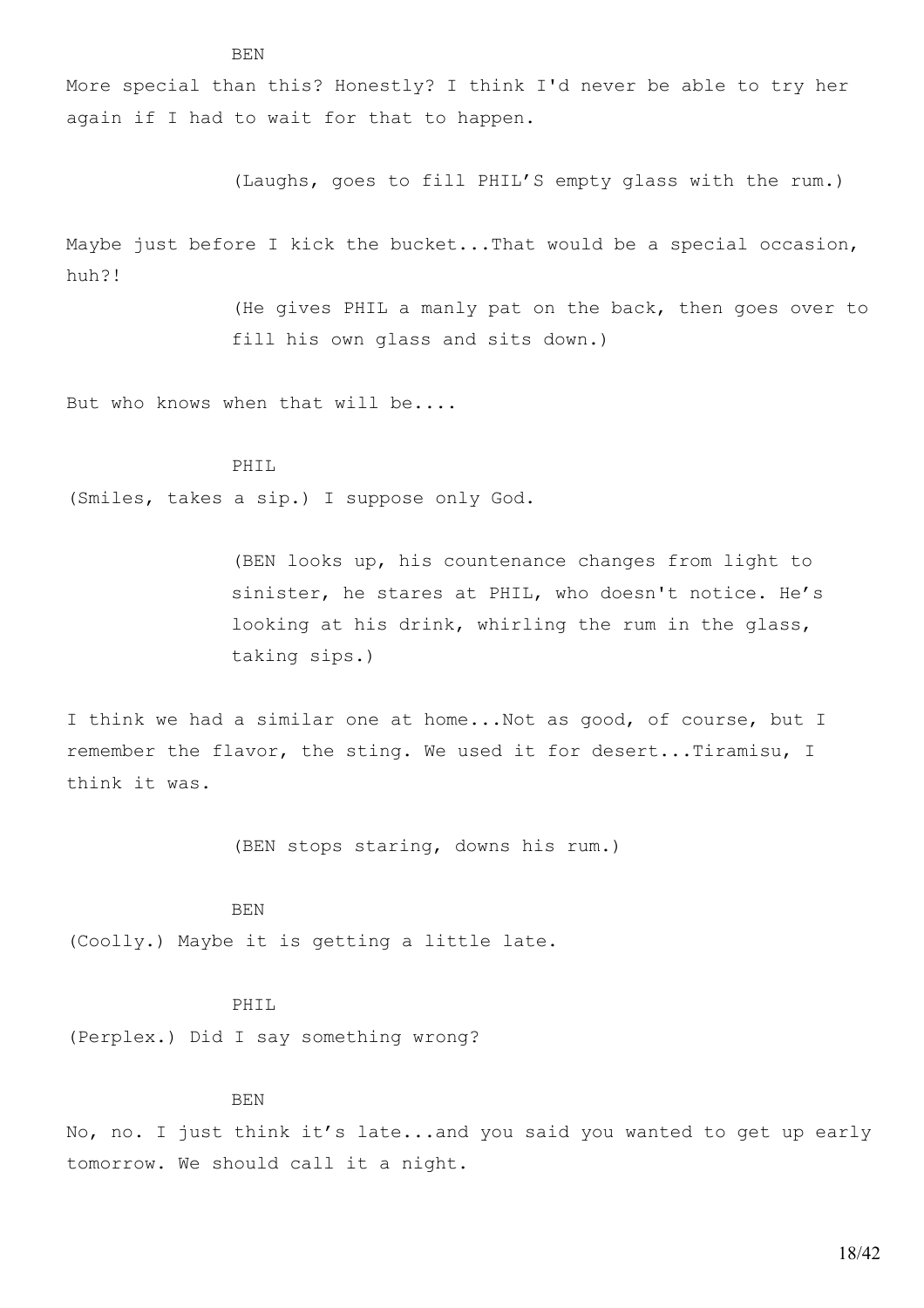BEN

More special than this? Honestly? I think I'd never be able to try her again if I had to wait for that to happen.

(Laughs, goes to fill PHIL'S empty glass with the rum.)

Maybe just before I kick the bucket...That would be a special occasion, huh?!

(He gives PHIL a manly pat on the back, then goes over to fill his own glass and sits down.)

But who knows when that will be....

PHIL

(Smiles, takes a sip.) I suppose only God.

(BEN looks up, his countenance changes from light to sinister, he stares at PHIL, who doesn't notice. He's looking at his drink, whirling the rum in the glass, taking sips.)

I think we had a similar one at home...Not as good, of course, but I remember the flavor, the sting. We used it for desert...Tiramisu, I think it was.

(BEN stops staring, downs his rum.)

BEN

(Coolly.) Maybe it is getting a little late.

PHIL

(Perplex.) Did I say something wrong?

BEN

No, no. I just think it's late...and you said you wanted to get up early tomorrow. We should call it a night.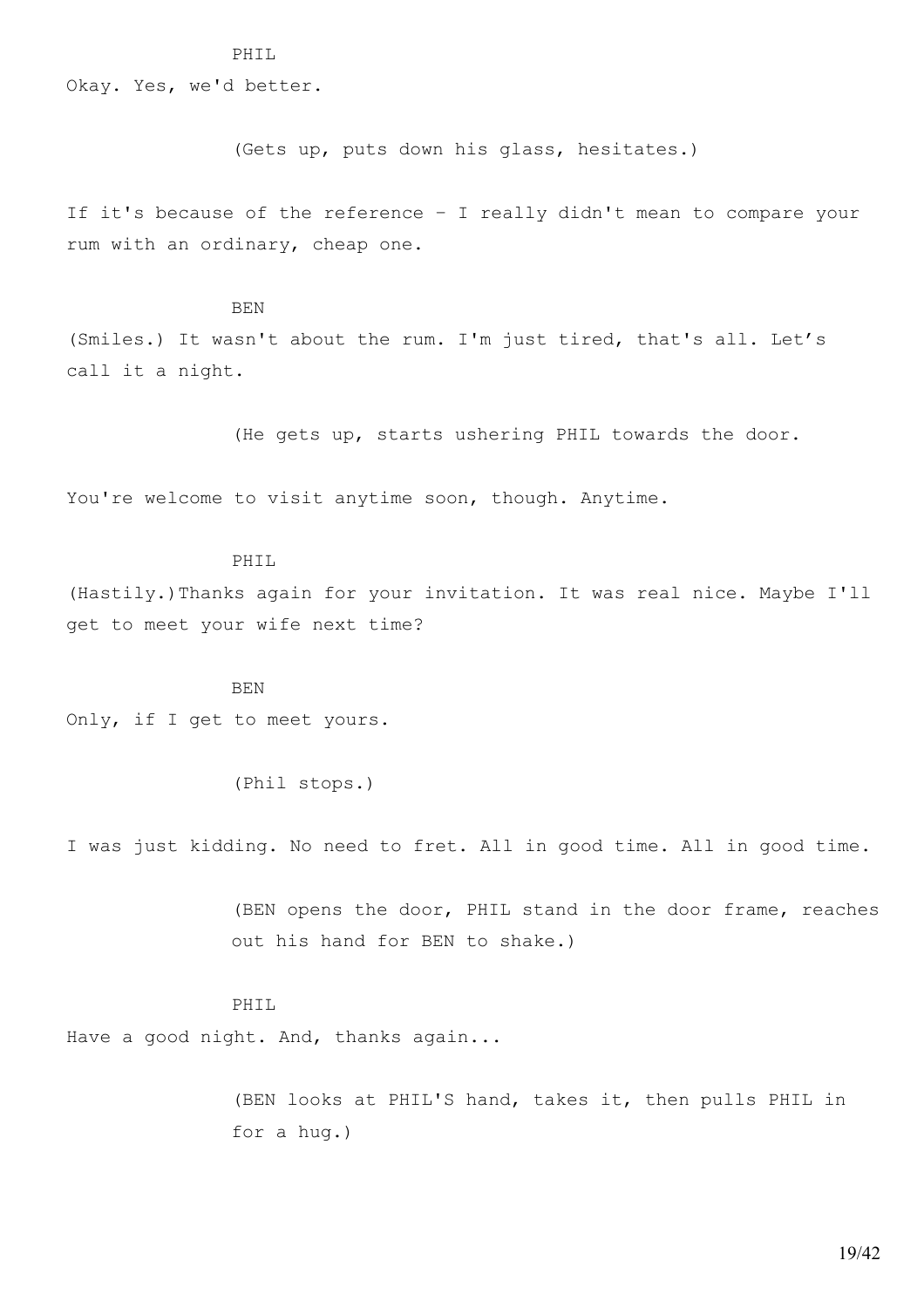PHIL

Okay. Yes, we'd better.

(Gets up, puts down his glass, hesitates.)

If it's because of the reference – I really didn't mean to compare your rum with an ordinary, cheap one.

BEN

(Smiles.) It wasn't about the rum. I'm just tired, that's all. Let's call it a night.

(He gets up, starts ushering PHIL towards the door.

You're welcome to visit anytime soon, though. Anytime.

PHIL

(Hastily.)Thanks again for your invitation. It was real nice. Maybe I'll get to meet your wife next time?

BEN

Only, if I get to meet yours.

(Phil stops.)

I was just kidding. No need to fret. All in good time. All in good time.

(BEN opens the door, PHIL stand in the door frame, reaches out his hand for BEN to shake.)

PHIL

Have a good night. And, thanks again...

(BEN looks at PHIL'S hand, takes it, then pulls PHIL in for a hug.)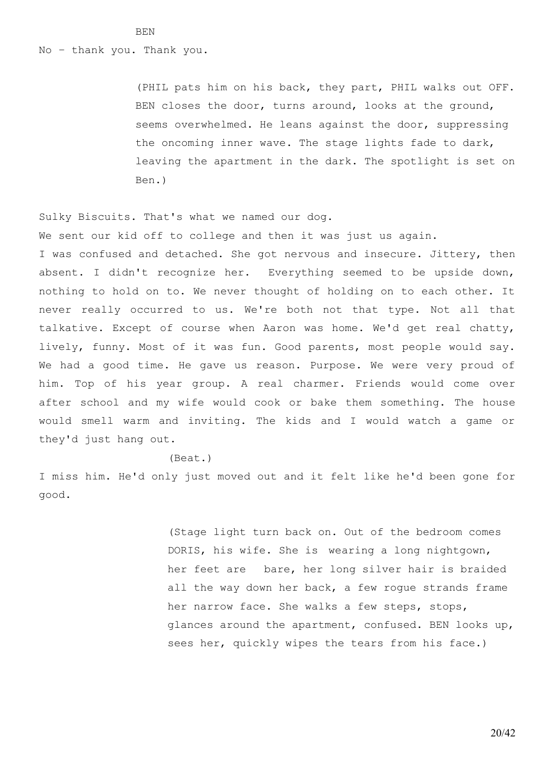BEN

No – thank you. Thank you.

(PHIL pats him on his back, they part, PHIL walks out OFF. BEN closes the door, turns around, looks at the ground, seems overwhelmed. He leans against the door, suppressing the oncoming inner wave. The stage lights fade to dark, leaving the apartment in the dark. The spotlight is set on Ben.)

Sulky Biscuits. That's what we named our dog.
We sent our kid off to college and then it was just us again.
I was confused and detached. She got nervous and insecure. Jittery, then absent. I didn't recognize her. Everything seemed to be upside down, nothing to hold on to. We never thought of holding on to each other. It never really occurred to us. We're both not that type. Not all that talkative. Except of course when Aaron was home. We'd get real chatty, lively, funny. Most of it was fun. Good parents, most people would say. We had a good time. He gave us reason. Purpose. We were very proud of him. Top of his year group. A real charmer. Friends would come over after school and my wife would cook or bake them something. The house would smell warm and inviting. The kids and I would watch a game or they'd just hang out.

(Beat.)

I miss him. He'd only just moved out and it felt like he'd been gone for good.

(Stage light turn back on. Out of the bedroom comes DORIS, his wife. She is wearing a long nightgown, her feet are bare, her long silver hair is braided all the way down her back, a few rogue strands frame her narrow face. She walks a few steps, stops, glances around the apartment, confused. BEN looks up, sees her, quickly wipes the tears from his face.)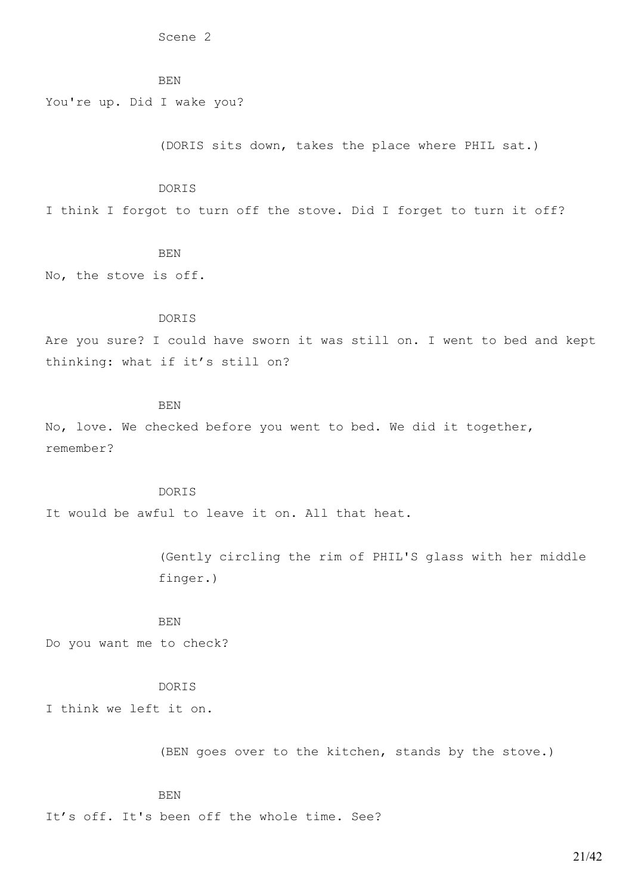Scene 2

BEN

You're up. Did I wake you?

(DORIS sits down, takes the place where PHIL sat.)

DORIS

I think I forgot to turn off the stove. Did I forget to turn it off?

BEN

No, the stove is off.

DORIS

Are you sure? I could have sworn it was still on. I went to bed and kept thinking: what if it's still on?

BEN

No, love. We checked before you went to bed. We did it together, remember?

DORIS

It would be awful to leave it on. All that heat.

(Gently circling the rim of PHIL'S glass with her middle finger.)

BEN

Do you want me to check?

DORIS

I think we left it on.

(BEN goes over to the kitchen, stands by the stove.)

BEN

It's off. It's been off the whole time. See?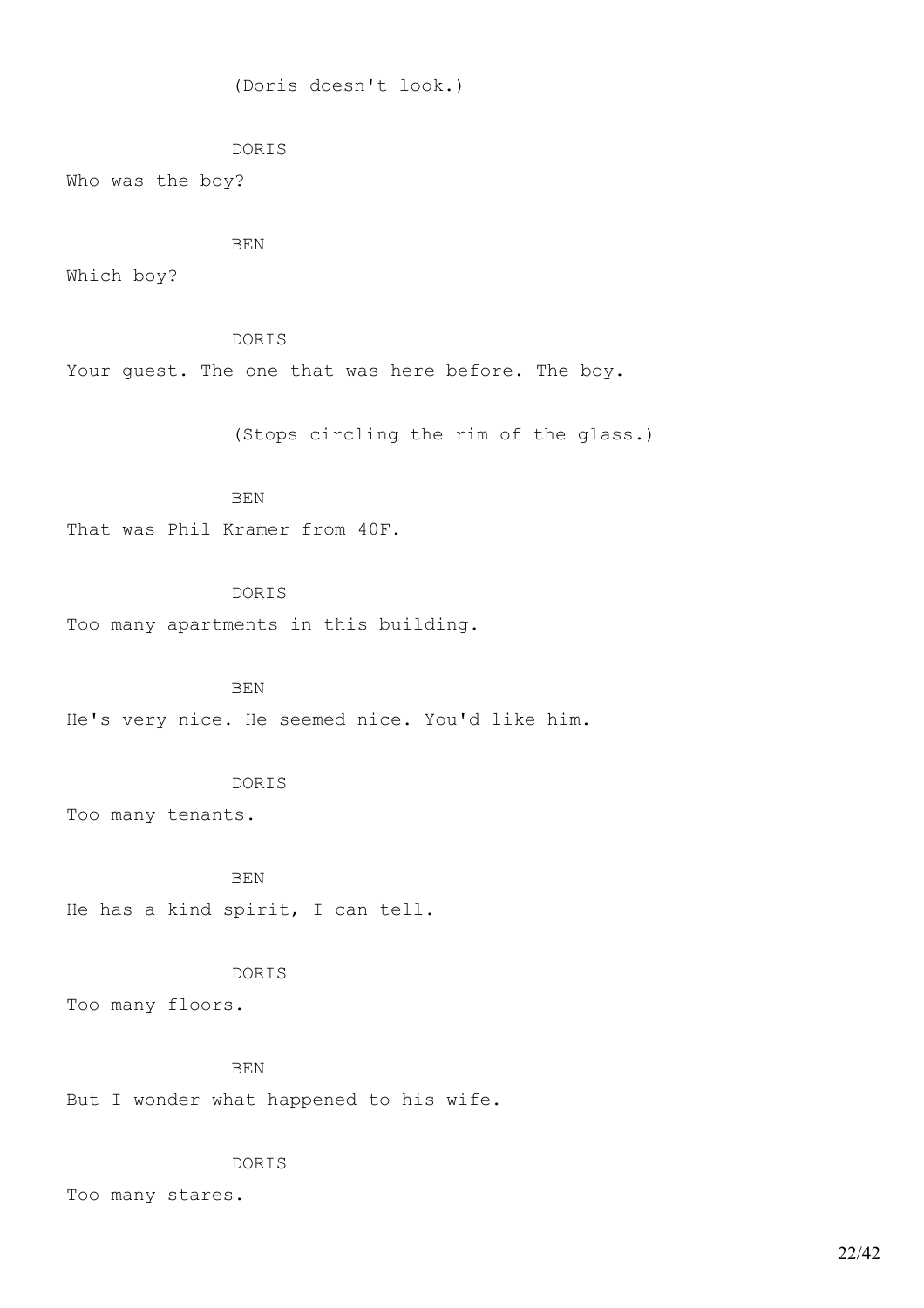(Doris doesn't look.)

DORIS

Who was the boy?

BEN

Which boy?

DORIS

Your guest. The one that was here before. The boy.

(Stops circling the rim of the glass.)

BEN

That was Phil Kramer from 40F.

DORIS

Too many apartments in this building.

BEN

He's very nice. He seemed nice. You'd like him.

DORIS

Too many tenants.

BEN

He has a kind spirit, I can tell.

DORIS

Too many floors.

BEN

But I wonder what happened to his wife.

DORIS

Too many stares.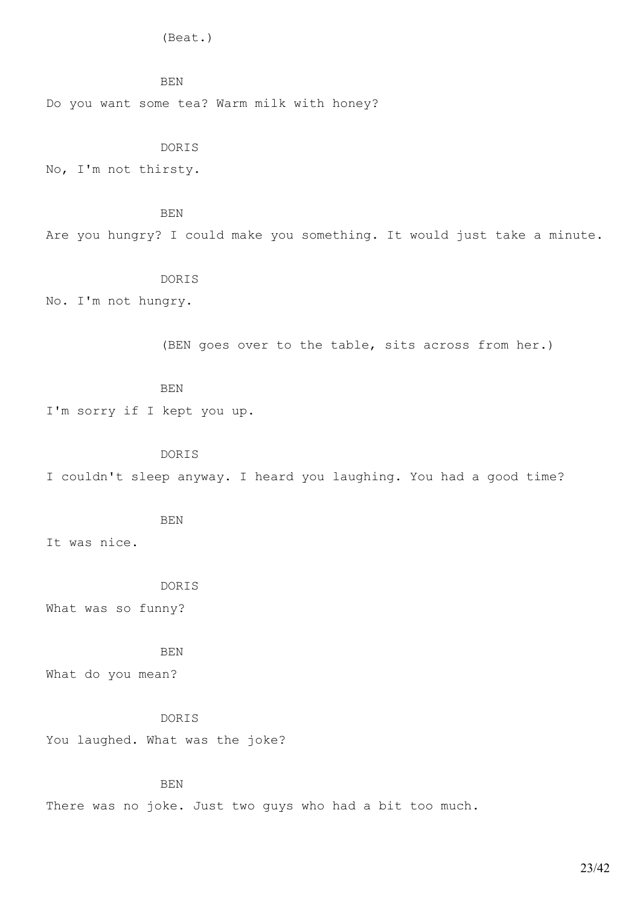(Beat.)

BEN

Do you want some tea? Warm milk with honey?

DORIS

No, I'm not thirsty.

BEN

Are you hungry? I could make you something. It would just take a minute.

DORIS

No. I'm not hungry.

(BEN goes over to the table, sits across from her.)

BEN

I'm sorry if I kept you up.

DORIS

I couldn't sleep anyway. I heard you laughing. You had a good time?

BEN

It was nice.

DORIS

What was so funny?

BEN

What do you mean?

DORIS

You laughed. What was the joke?

BEN

There was no joke. Just two guys who had a bit too much.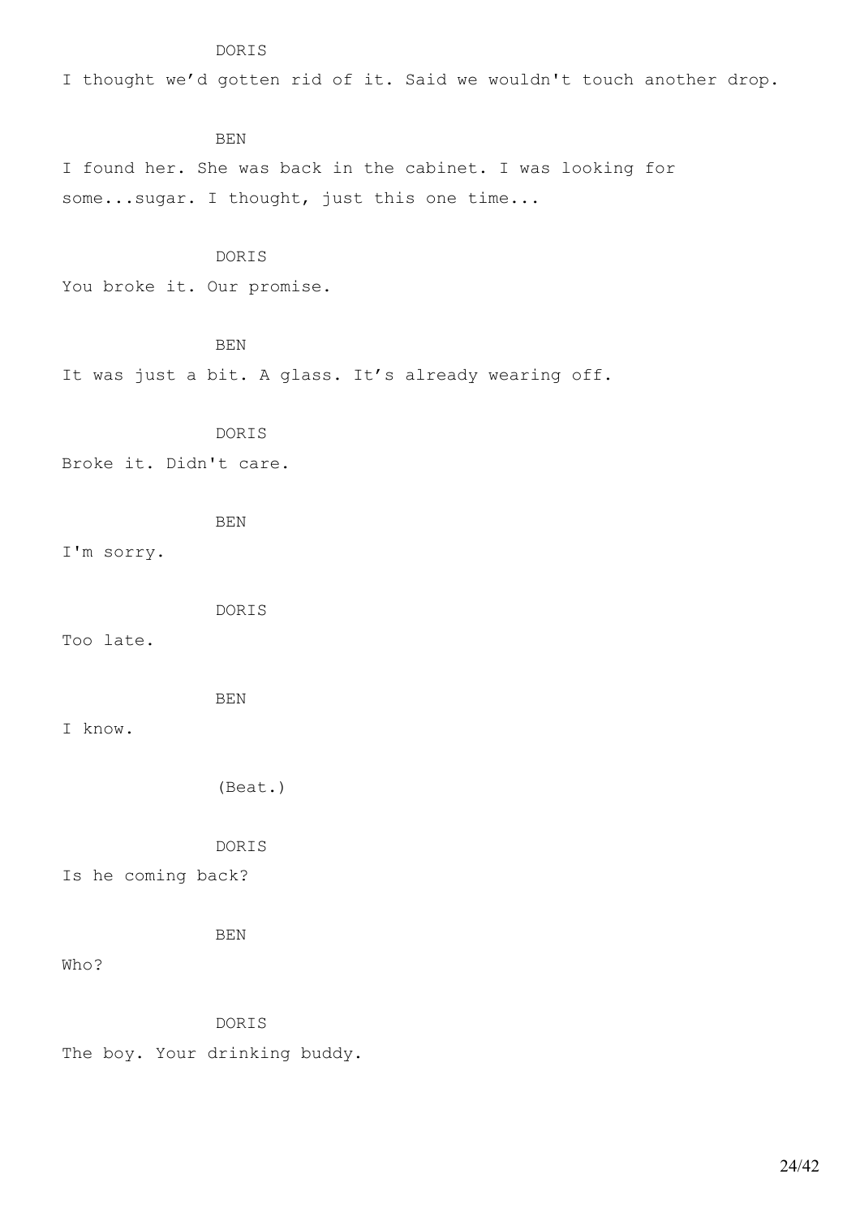DORIS

I thought we'd gotten rid of it. Said we wouldn't touch another drop.

BEN

I found her. She was back in the cabinet. I was looking for some...sugar. I thought, just this one time...

DORIS

You broke it. Our promise.

BEN

It was just a bit. A glass. It's already wearing off.

DORIS

Broke it. Didn't care.

BEN

I'm sorry.

DORIS

Too late.

BEN

I know.

(Beat.)

DORIS

Is he coming back?

BEN

Who?

DORIS

The boy. Your drinking buddy.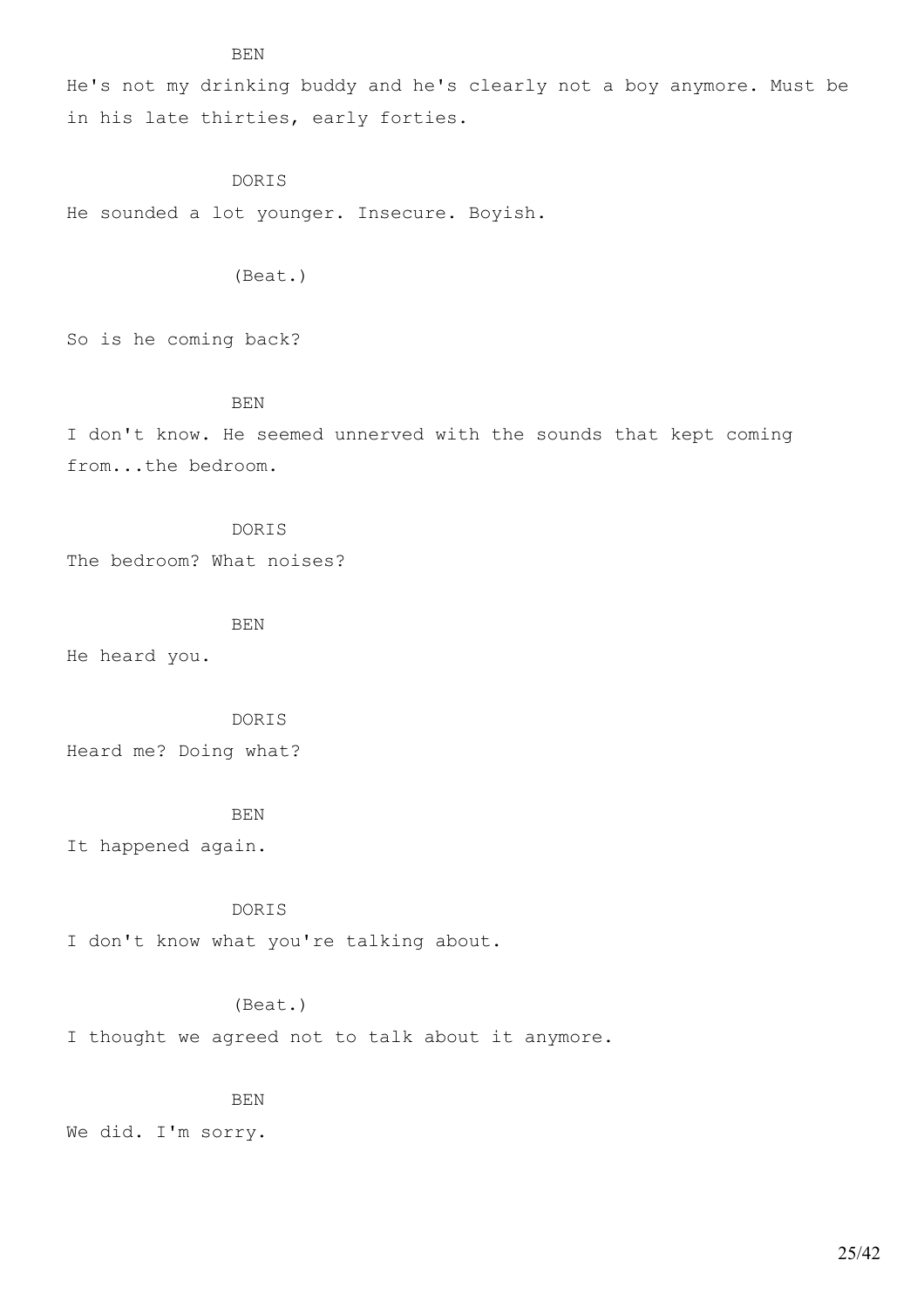BEN

He's not my drinking buddy and he's clearly not a boy anymore. Must be in his late thirties, early forties.

DORIS

He sounded a lot younger. Insecure. Boyish.

(Beat.)

So is he coming back?

BEN

I don't know. He seemed unnerved with the sounds that kept coming from...the bedroom.

DORIS

The bedroom? What noises?

BEN

He heard you.

DORIS

Heard me? Doing what?

BEN

It happened again.

DORIS

I don't know what you're talking about.

(Beat.)

I thought we agreed not to talk about it anymore.

BEN

We did. I'm sorry.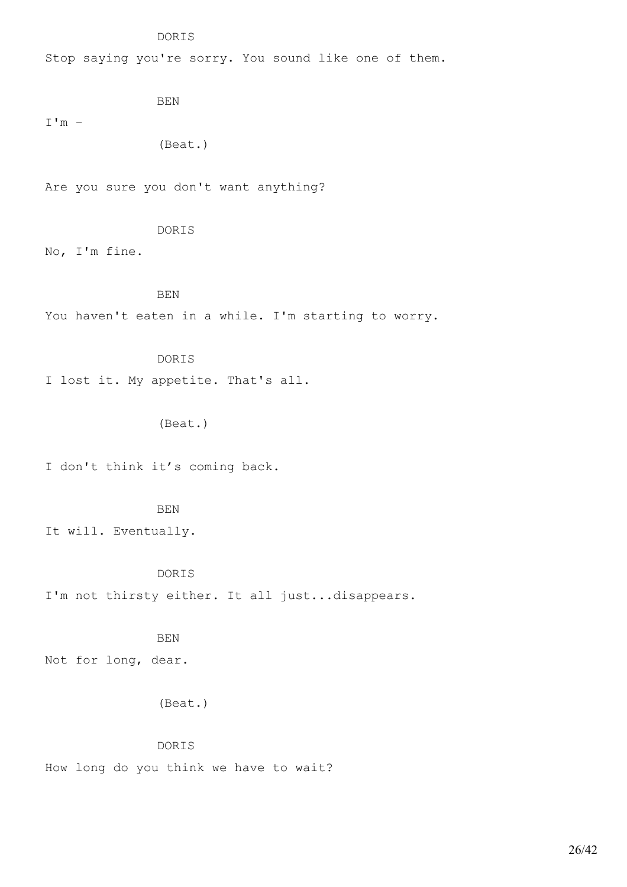DORIS

Stop saying you're sorry. You sound like one of them.

BEN

I'm –

(Beat.)

Are you sure you don't want anything?

DORIS

No, I'm fine.

BEN

You haven't eaten in a while. I'm starting to worry.

DORIS

I lost it. My appetite. That's all.

(Beat.)

I don't think it's coming back.

BEN

It will. Eventually.

DORIS

I'm not thirsty either. It all just...disappears.

BEN

Not for long, dear.

(Beat.)

DORIS

How long do you think we have to wait?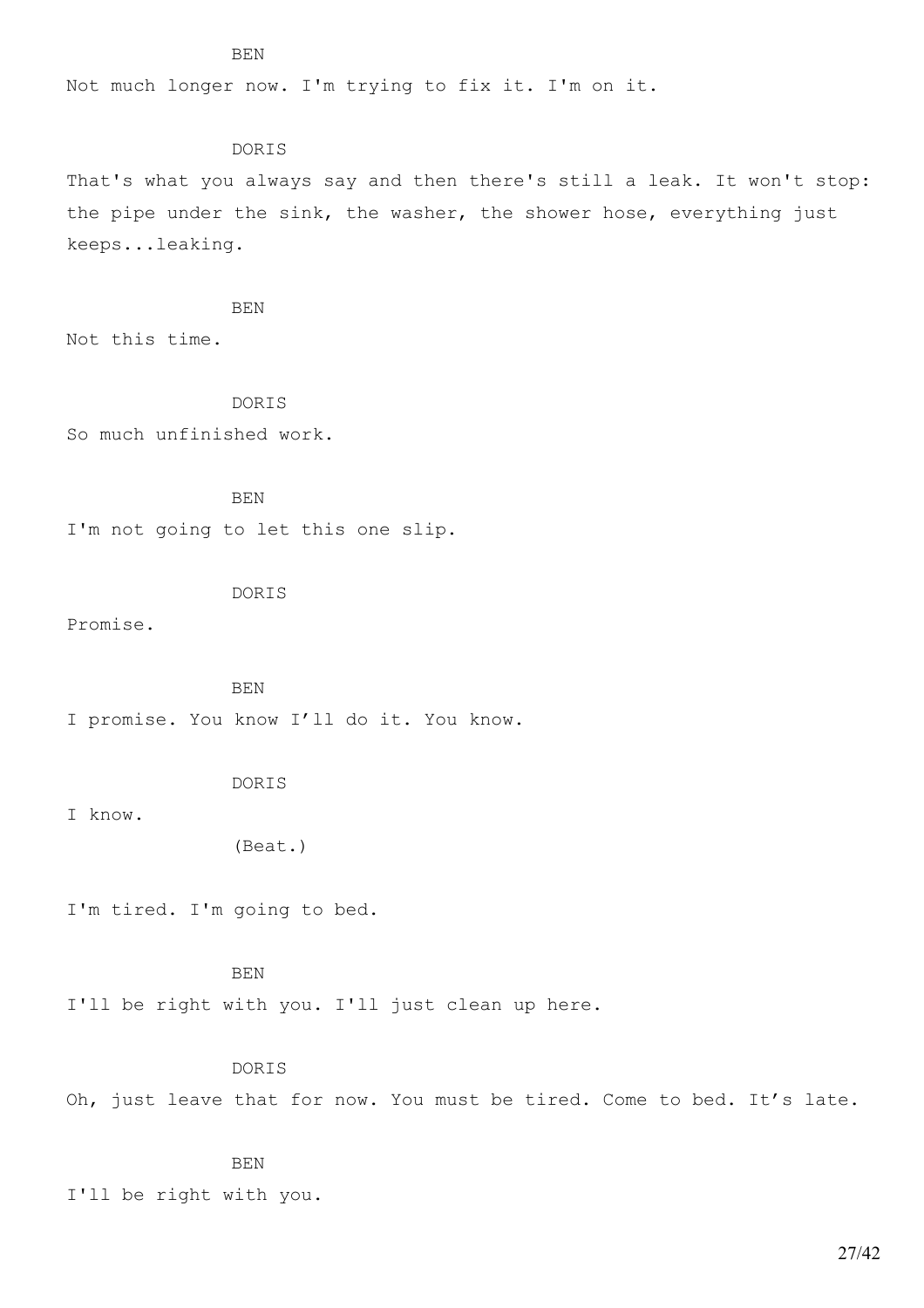BEN

Not much longer now. I'm trying to fix it. I'm on it.

DORIS

That's what you always say and then there's still a leak. It won't stop: the pipe under the sink, the washer, the shower hose, everything just keeps...leaking.

BEN

Not this time.

DORIS

So much unfinished work.

BEN

I'm not going to let this one slip.

DORIS

Promise.

BEN

I promise. You know I’ll do it. You know.

DORIS

I know.

(Beat.)

I'm tired. I'm going to bed.

BEN

I'll be right with you. I'll just clean up here.

DORIS

Oh, just leave that for now. You must be tired. Come to bed. It’s late.

BEN

I'll be right with you.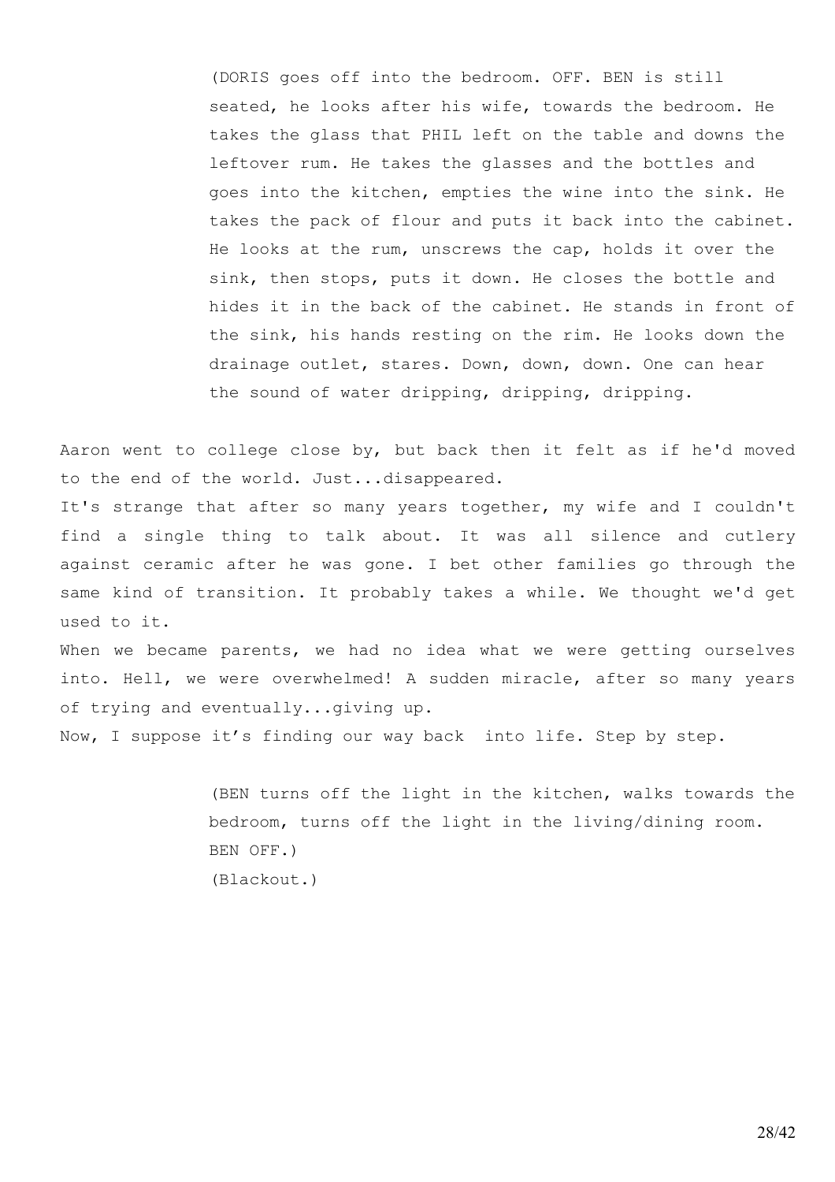(DORIS goes off into the bedroom. OFF. BEN is still seated, he looks after his wife, towards the bedroom. He takes the glass that PHIL left on the table and downs the leftover rum. He takes the glasses and the bottles and goes into the kitchen, empties the wine into the sink. He takes the pack of flour and puts it back into the cabinet. He looks at the rum, unscrews the cap, holds it over the sink, then stops, puts it down. He closes the bottle and hides it in the back of the cabinet. He stands in front of the sink, his hands resting on the rim. He looks down the drainage outlet, stares. Down, down, down. One can hear the sound of water dripping, dripping, dripping.

Aaron went to college close by, but back then it felt as if he'd moved to the end of the world. Just...disappeared.

It's strange that after so many years together, my wife and I couldn't find a single thing to talk about. It was all silence and cutlery against ceramic after he was gone. I bet other families go through the same kind of transition. It probably takes a while. We thought we'd get used to it.

When we became parents, we had no idea what we were getting ourselves into. Hell, we were overwhelmed! A sudden miracle, after so many years of trying and eventually...giving up.

Now, I suppose it's finding our way back into life. Step by step.

(BEN turns off the light in the kitchen, walks towards the bedroom, turns off the light in the living/dining room. BEN OFF.)

(Blackout.)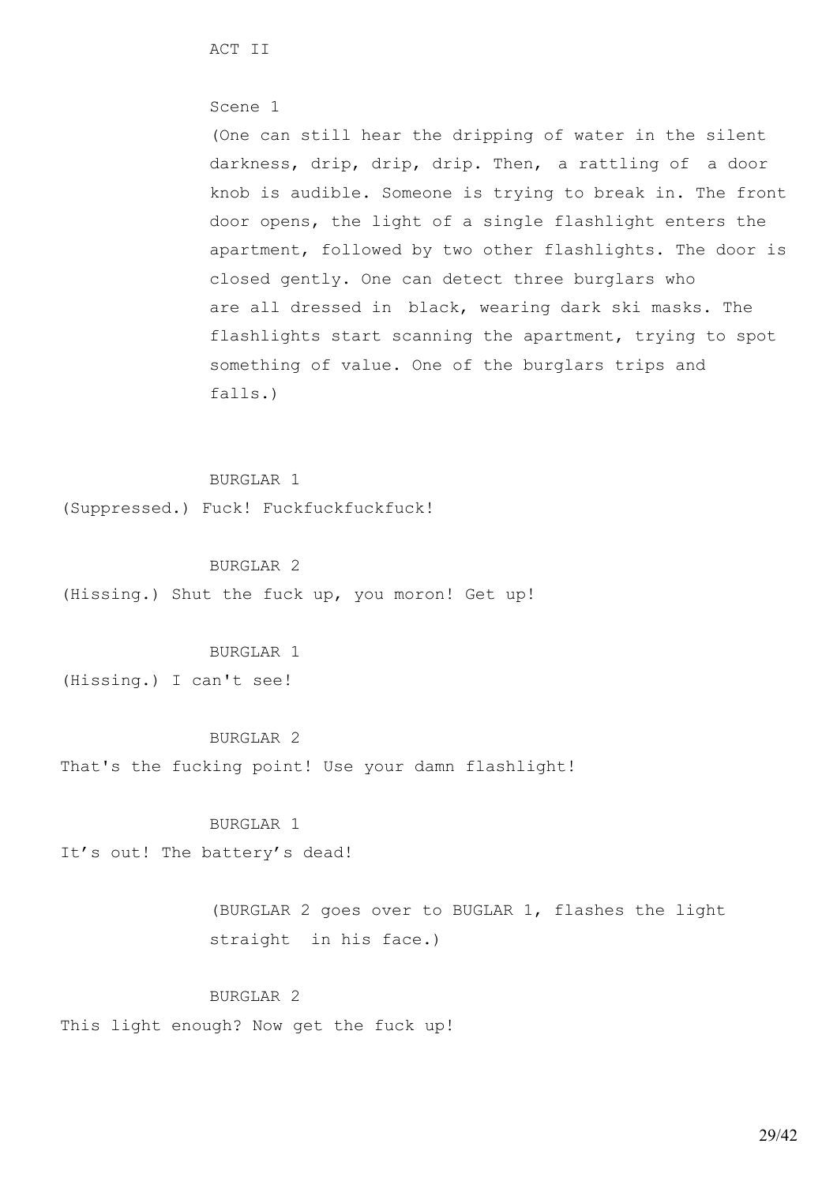ACT II

Scene 1

(One can still hear the dripping of water in the silent darkness, drip, drip, drip. Then, a rattling of a door knob is audible. Someone is trying to break in. The front door opens, the light of a single flashlight enters the apartment, followed by two other flashlights. The door is closed gently. One can detect three burglars who are all dressed in black, wearing dark ski masks. The flashlights start scanning the apartment, trying to spot something of value. One of the burglars trips and falls.)

BURGLAR 1

(Suppressed.) Fuck! Fuckfuckfuckfuck!

BURGLAR 2

(Hissing.) Shut the fuck up, you moron! Get up!

BURGLAR 1

(Hissing.) I can't see!

BURGLAR 2

That's the fucking point! Use your damn flashlight!

BURGLAR 1

It's out! The battery's dead!

(BURGLAR 2 goes over to BUGLAR 1, flashes the light straight in his face.)

BURGLAR 2

This light enough? Now get the fuck up!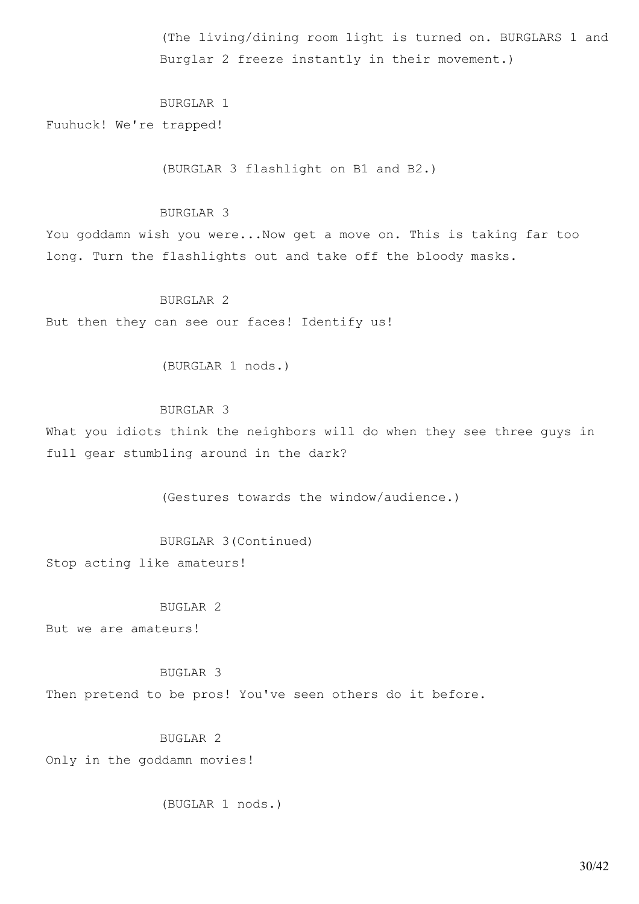(The living/dining room light is turned on. BURGLARS 1 and Burglar 2 freeze instantly in their movement.)

BURGLAR 1

Fuuhuck! We're trapped!

(BURGLAR 3 flashlight on B1 and B2.)

BURGLAR 3

You goddamn wish you were...Now get a move on. This is taking far too long. Turn the flashlights out and take off the bloody masks.

BURGLAR 2

But then they can see our faces! Identify us!

(BURGLAR 1 nods.)

BURGLAR 3

What you idiots think the neighbors will do when they see three guys in full gear stumbling around in the dark?

(Gestures towards the window/audience.)

BURGLAR 3(Continued)

Stop acting like amateurs!

BUGLAR 2

But we are amateurs!

BUGLAR 3

Then pretend to be pros! You've seen others do it before.

BUGLAR 2

Only in the goddamn movies!

(BUGLAR 1 nods.)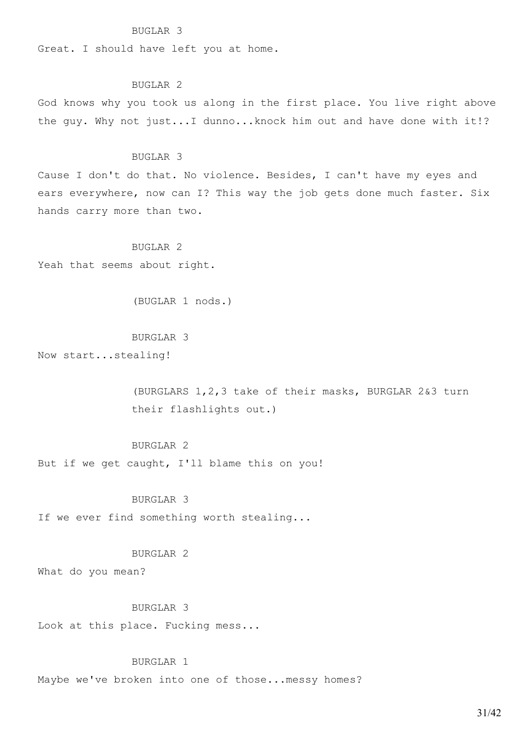BUGLAR 3

Great. I should have left you at home.

BUGLAR 2

God knows why you took us along in the first place. You live right above the guy. Why not just...I dunno...knock him out and have done with it!?

BUGLAR 3

Cause I don't do that. No violence. Besides, I can't have my eyes and ears everywhere, now can I? This way the job gets done much faster. Six hands carry more than two.

BUGLAR 2

Yeah that seems about right.

(BUGLAR 1 nods.)

BURGLAR 3

Now start...stealing!

(BURGLARS 1,2,3 take of their masks, BURGLAR 2&3 turn their flashlights out.)

BURGLAR 2

But if we get caught, I'll blame this on you!

BURGLAR 3

If we ever find something worth stealing...

BURGLAR 2

What do you mean?

BURGLAR 3

Look at this place. Fucking mess...

BURGLAR 1

Maybe we've broken into one of those...messy homes?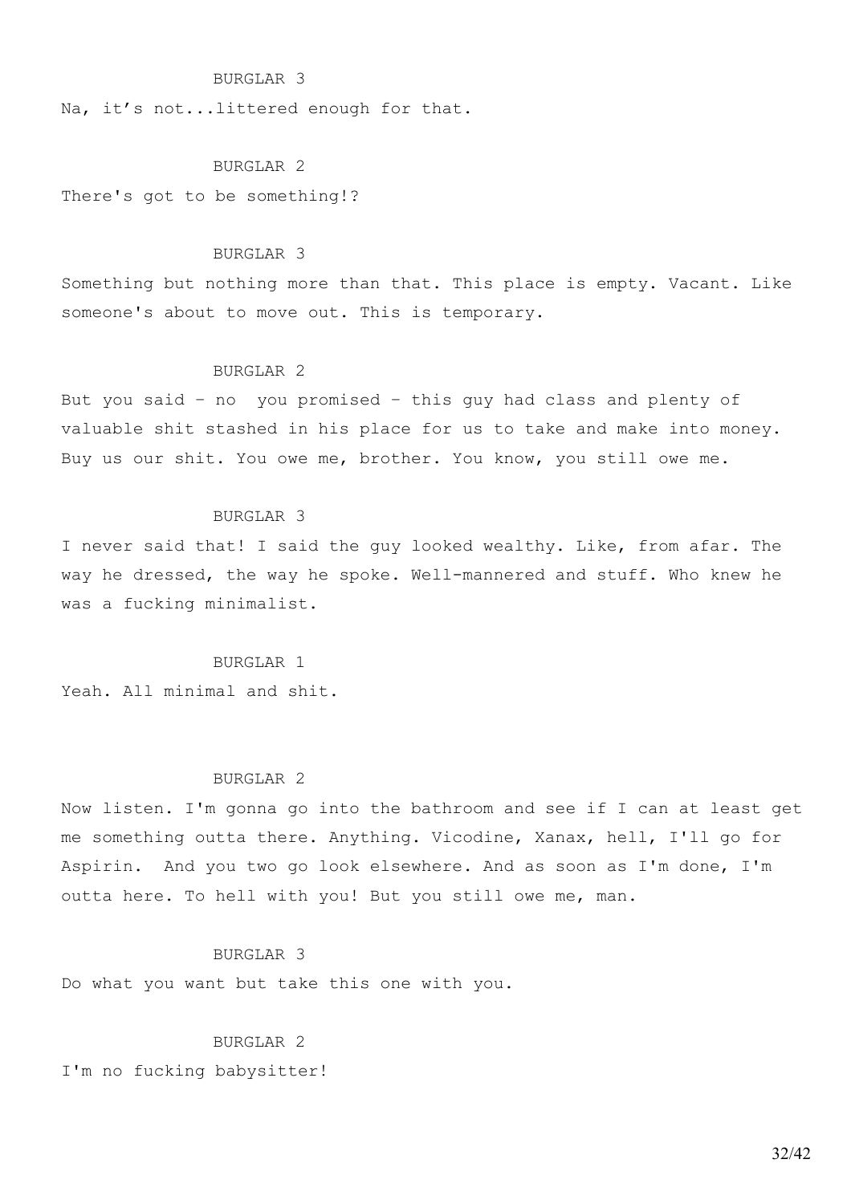BURGLAR 3

Na, it’s not...littered enough for that.

BURGLAR 2

There's got to be something!?

BURGLAR 3

Something but nothing more than that. This place is empty. Vacant. Like someone's about to move out. This is temporary.

BURGLAR 2

But you said – no  you promised – this guy had class and plenty of valuable shit stashed in his place for us to take and make into money. Buy us our shit. You owe me, brother. You know, you still owe me.

BURGLAR 3

I never said that! I said the guy looked wealthy. Like, from afar. The way he dressed, the way he spoke. Well-mannered and stuff. Who knew he was a fucking minimalist.

BURGLAR 1

Yeah. All minimal and shit.

BURGLAR 2

Now listen. I'm gonna go into the bathroom and see if I can at least get me something outta there. Anything. Vicodine, Xanax, hell, I'll go for Aspirin.  And you two go look elsewhere. And as soon as I'm done, I'm outta here. To hell with you! But you still owe me, man.

BURGLAR 3

Do what you want but take this one with you.

BURGLAR 2

I'm no fucking babysitter!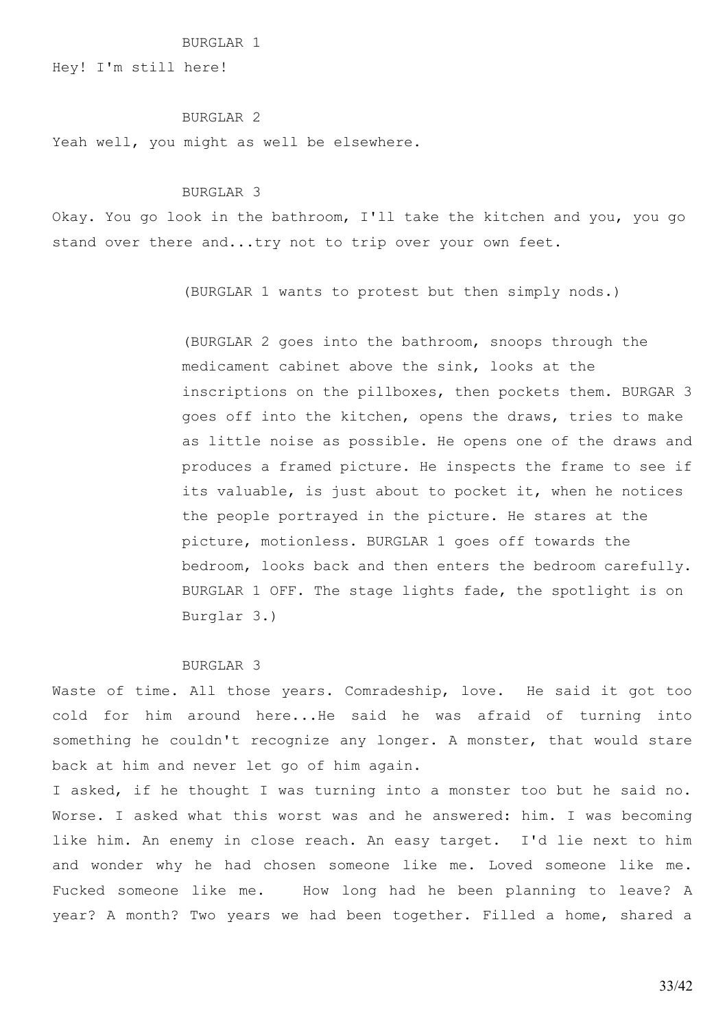BURGLAR 1

Hey! I'm still here!

BURGLAR 2

Yeah well, you might as well be elsewhere.

BURGLAR 3

Okay. You go look in the bathroom, I'll take the kitchen and you, you go stand over there and...try not to trip over your own feet.

(BURGLAR 1 wants to protest but then simply nods.)

(BURGLAR 2 goes into the bathroom, snoops through the medicament cabinet above the sink, looks at the inscriptions on the pillboxes, then pockets them. BURGAR 3 goes off into the kitchen, opens the draws, tries to make as little noise as possible. He opens one of the draws and produces a framed picture. He inspects the frame to see if its valuable, is just about to pocket it, when he notices the people portrayed in the picture. He stares at the picture, motionless. BURGLAR 1 goes off towards the bedroom, looks back and then enters the bedroom carefully. BURGLAR 1 OFF. The stage lights fade, the spotlight is on Burglar 3.)

BURGLAR 3

Waste of time. All those years. Comradeship, love. He said it got too cold for him around here...He said he was afraid of turning into something he couldn't recognize any longer. A monster, that would stare back at him and never let go of him again.

I asked, if he thought I was turning into a monster too but he said no. Worse. I asked what this worst was and he answered: him. I was becoming like him. An enemy in close reach. An easy target. I'd lie next to him and wonder why he had chosen someone like me. Loved someone like me. Fucked someone like me. How long had he been planning to leave? A year? A month? Two years we had been together. Filled a home, shared a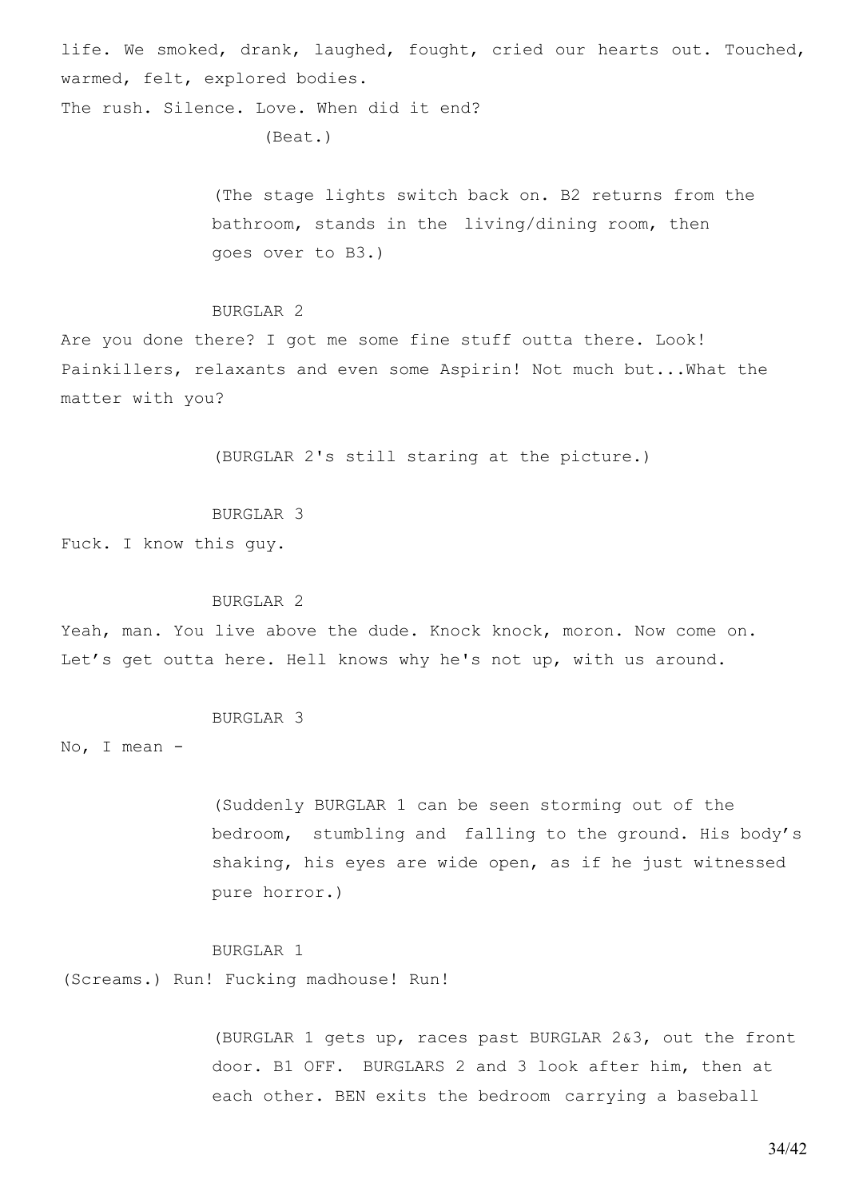life. We smoked, drank, laughed, fought, cried our hearts out. Touched, warmed, felt, explored bodies.
The rush. Silence. Love. When did it end?

(Beat.)

(The stage lights switch back on. B2 returns from the bathroom, stands in the living/dining room, then goes over to B3.)

BURGLAR 2

Are you done there? I got me some fine stuff outta there. Look! Painkillers, relaxants and even some Aspirin! Not much but...What the matter with you?

(BURGLAR 2's still staring at the picture.)

BURGLAR 3

Fuck. I know this guy.

BURGLAR 2

Yeah, man. You live above the dude. Knock knock, moron. Now come on. Let's get outta here. Hell knows why he's not up, with us around.

BURGLAR 3

No, I mean -

(Suddenly BURGLAR 1 can be seen storming out of the bedroom, stumbling and falling to the ground. His body's shaking, his eyes are wide open, as if he just witnessed pure horror.)

BURGLAR 1

(Screams.) Run! Fucking madhouse! Run!

(BURGLAR 1 gets up, races past BURGLAR 2&3, out the front door. B1 OFF. BURGLARS 2 and 3 look after him, then at each other. BEN exits the bedroom carrying a baseball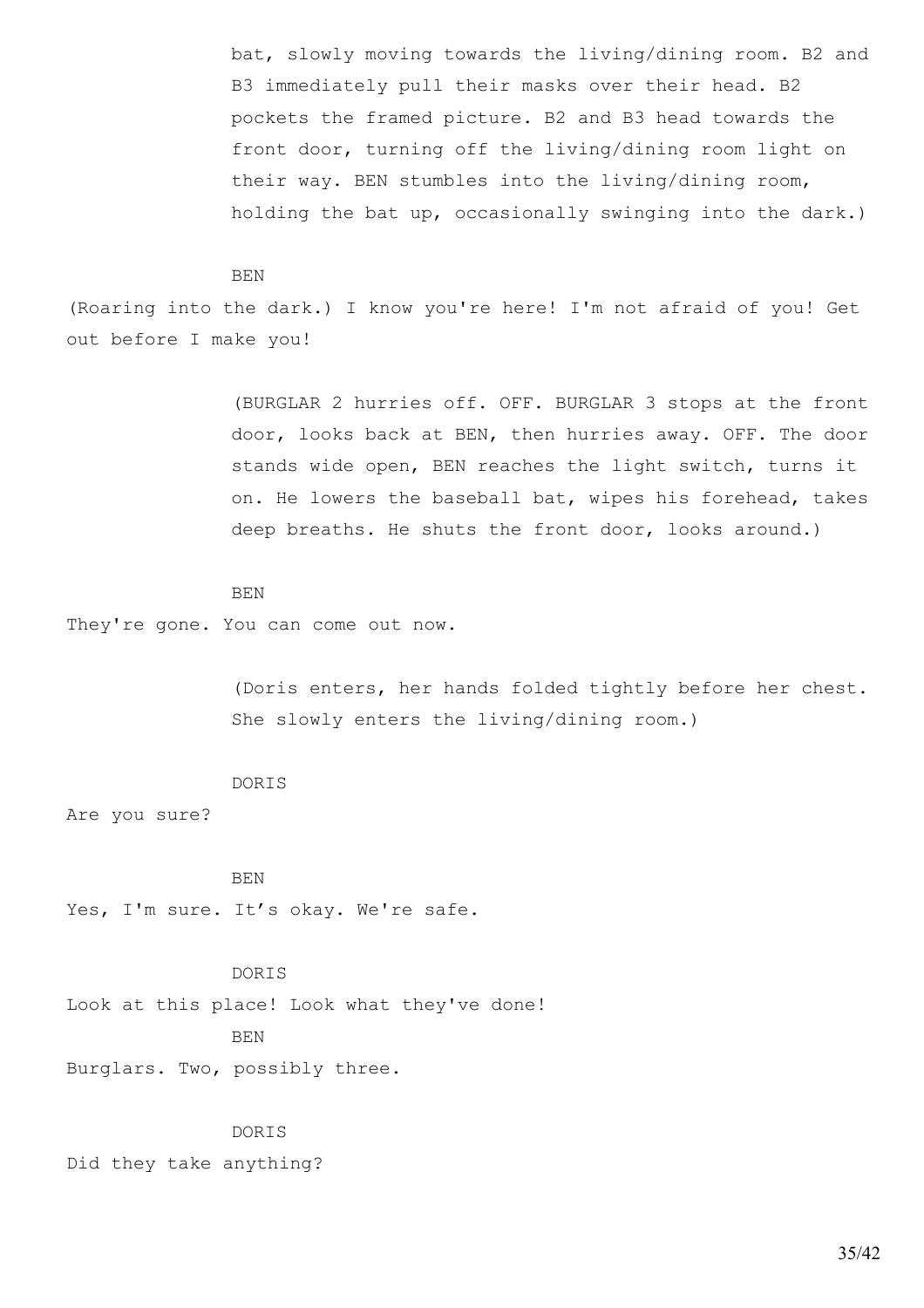bat, slowly moving towards the living/dining room. B2 and B3 immediately pull their masks over their head. B2 pockets the framed picture. B2 and B3 head towards the front door, turning off the living/dining room light on their way. BEN stumbles into the living/dining room, holding the bat up, occasionally swinging into the dark.)

BEN

(Roaring into the dark.) I know you're here! I'm not afraid of you! Get out before I make you!

(BURGLAR 2 hurries off. OFF. BURGLAR 3 stops at the front door, looks back at BEN, then hurries away. OFF. The door stands wide open, BEN reaches the light switch, turns it on. He lowers the baseball bat, wipes his forehead, takes deep breaths. He shuts the front door, looks around.)

BEN

They're gone. You can come out now.

(Doris enters, her hands folded tightly before her chest. She slowly enters the living/dining room.)

DORIS

Are you sure?

BEN

Yes, I'm sure. It’s okay. We're safe.

DORIS

Look at this place! Look what they've done!

BEN

Burglars. Two, possibly three.

DORIS

Did they take anything?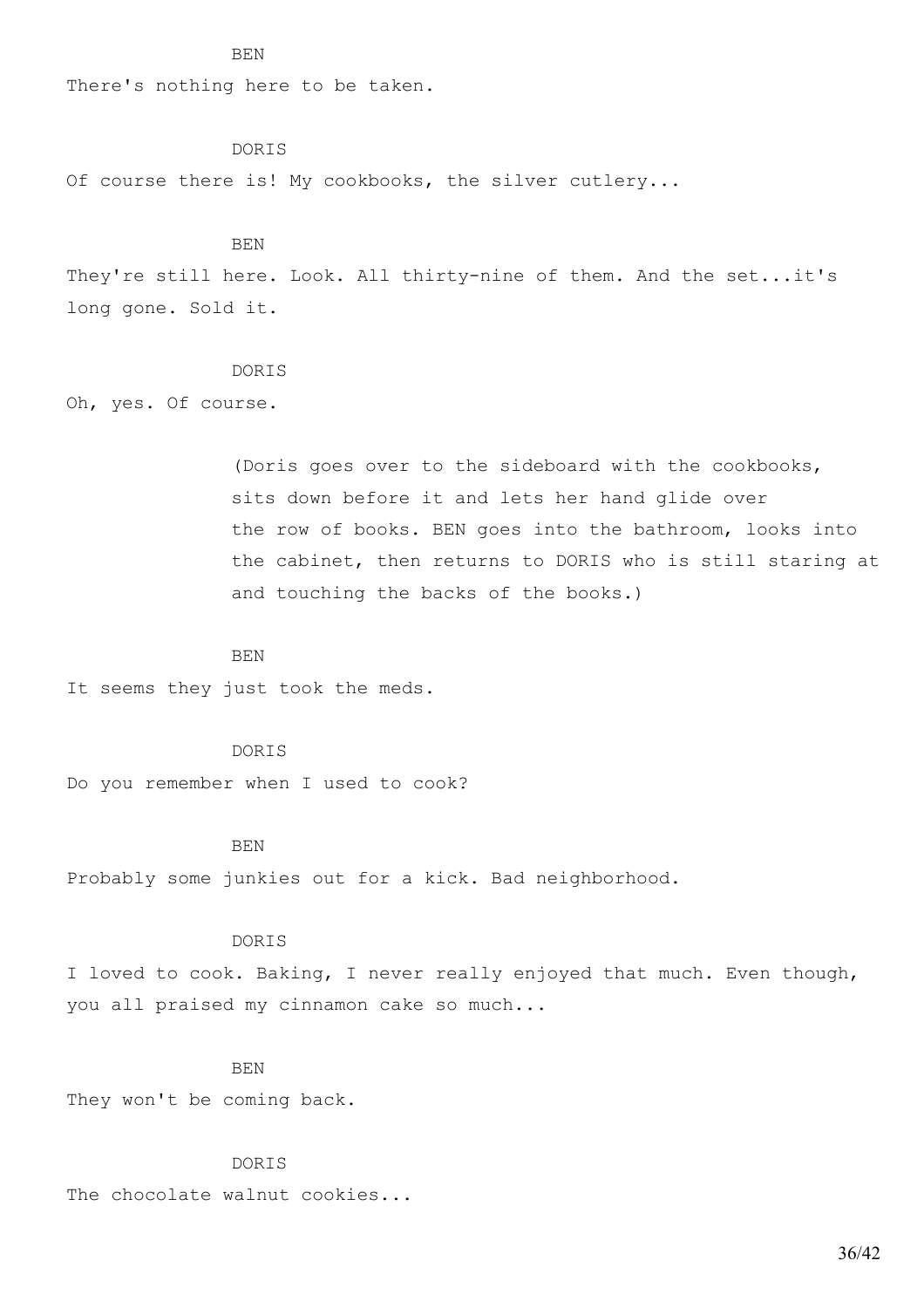BEN

There's nothing here to be taken.

DORIS

Of course there is! My cookbooks, the silver cutlery...

BEN

They're still here. Look. All thirty-nine of them. And the set...it's long gone. Sold it.

DORIS

Oh, yes. Of course.

(Doris goes over to the sideboard with the cookbooks, sits down before it and lets her hand glide over the row of books. BEN goes into the bathroom, looks into the cabinet, then returns to DORIS who is still staring at and touching the backs of the books.)

BEN

It seems they just took the meds.

DORIS

Do you remember when I used to cook?

BEN

Probably some junkies out for a kick. Bad neighborhood.

DORIS

I loved to cook. Baking, I never really enjoyed that much. Even though, you all praised my cinnamon cake so much...

BEN

They won't be coming back.

DORIS

The chocolate walnut cookies...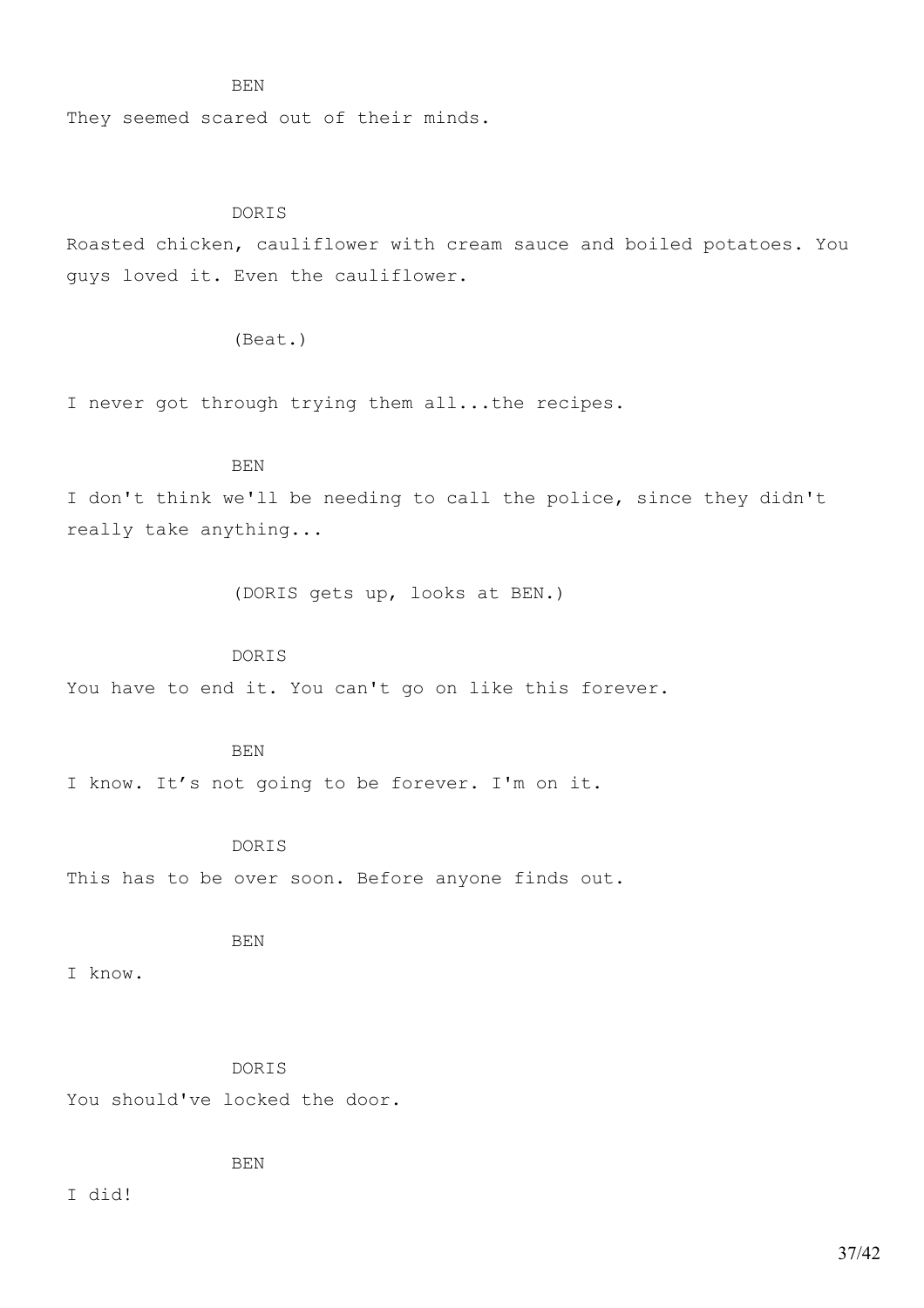BEN

They seemed scared out of their minds.

DORIS

Roasted chicken, cauliflower with cream sauce and boiled potatoes. You guys loved it. Even the cauliflower.

(Beat.)

I never got through trying them all...the recipes.

BEN

I don't think we'll be needing to call the police, since they didn't really take anything...

(DORIS gets up, looks at BEN.)

DORIS

You have to end it. You can't go on like this forever.

BEN

I know. It's not going to be forever. I'm on it.

DORIS

This has to be over soon. Before anyone finds out.

BEN

I know.

DORIS

You should've locked the door.

BEN

I did!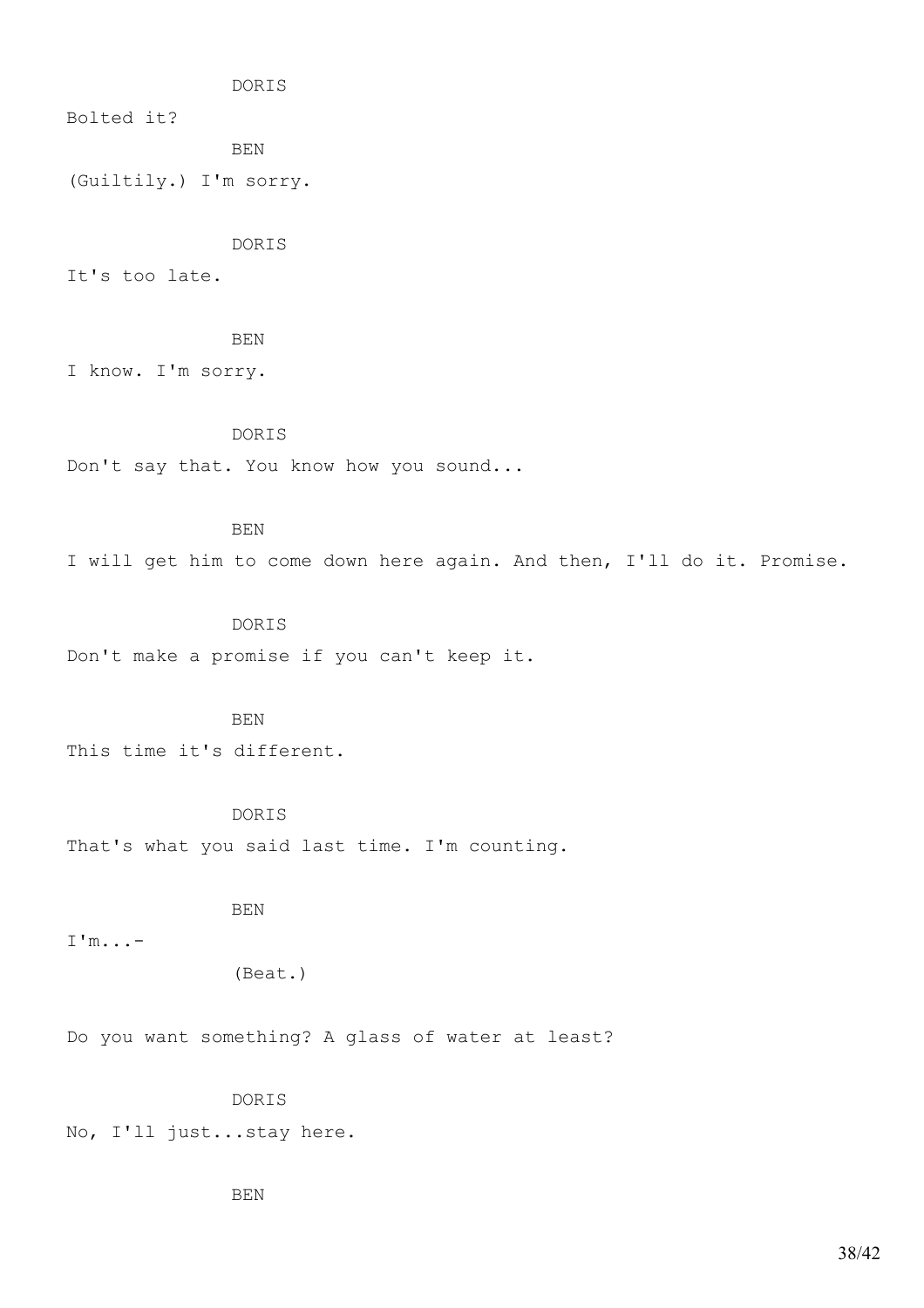DORIS

Bolted it?

BEN

(Guiltily.) I'm sorry.

DORIS

It's too late.

BEN

I know. I'm sorry.

DORIS

Don't say that. You know how you sound...

BEN

I will get him to come down here again. And then, I'll do it. Promise.

DORIS

Don't make a promise if you can't keep it.

BEN

This time it's different.

DORIS

That's what you said last time. I'm counting.

BEN

I'm...-

(Beat.)

Do you want something? A glass of water at least?

DORIS

No, I'll just...stay here.

BEN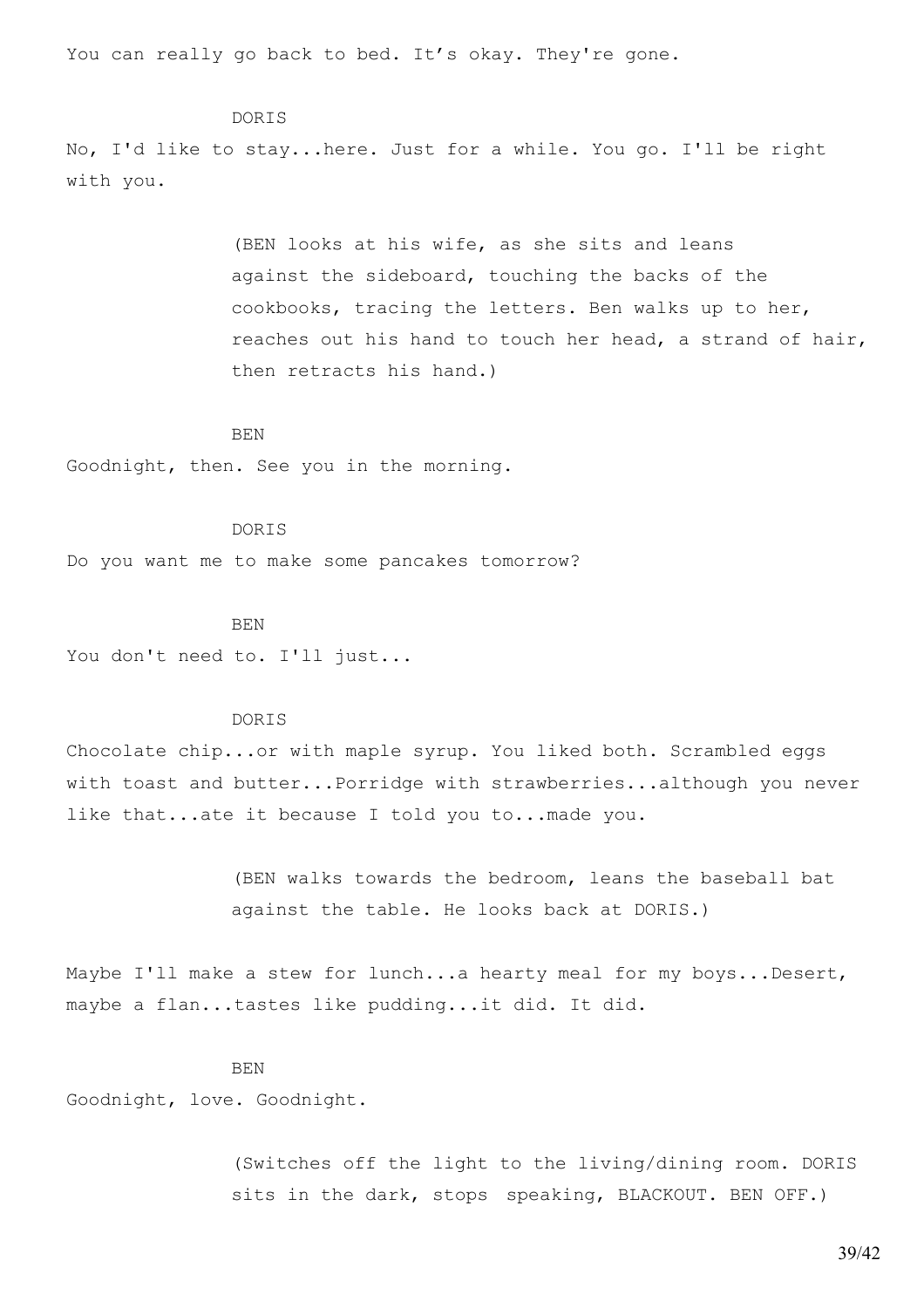You can really go back to bed. It's okay. They're gone.

DORIS

No, I'd like to stay...here. Just for a while. You go. I'll be right with you.

(BEN looks at his wife, as she sits and leans against the sideboard, touching the backs of the cookbooks, tracing the letters. Ben walks up to her, reaches out his hand to touch her head, a strand of hair, then retracts his hand.)

BEN

Goodnight, then. See you in the morning.

DORIS

Do you want me to make some pancakes tomorrow?

BEN

You don't need to. I'll just...

DORIS

Chocolate chip...or with maple syrup. You liked both. Scrambled eggs with toast and butter...Porridge with strawberries...although you never like that...ate it because I told you to...made you.

(BEN walks towards the bedroom, leans the baseball bat against the table. He looks back at DORIS.)

Maybe I'll make a stew for lunch...a hearty meal for my boys...Desert, maybe a flan...tastes like pudding...it did. It did.

BEN

Goodnight, love. Goodnight.

(Switches off the light to the living/dining room. DORIS sits in the dark, stops speaking, BLACKOUT. BEN OFF.)